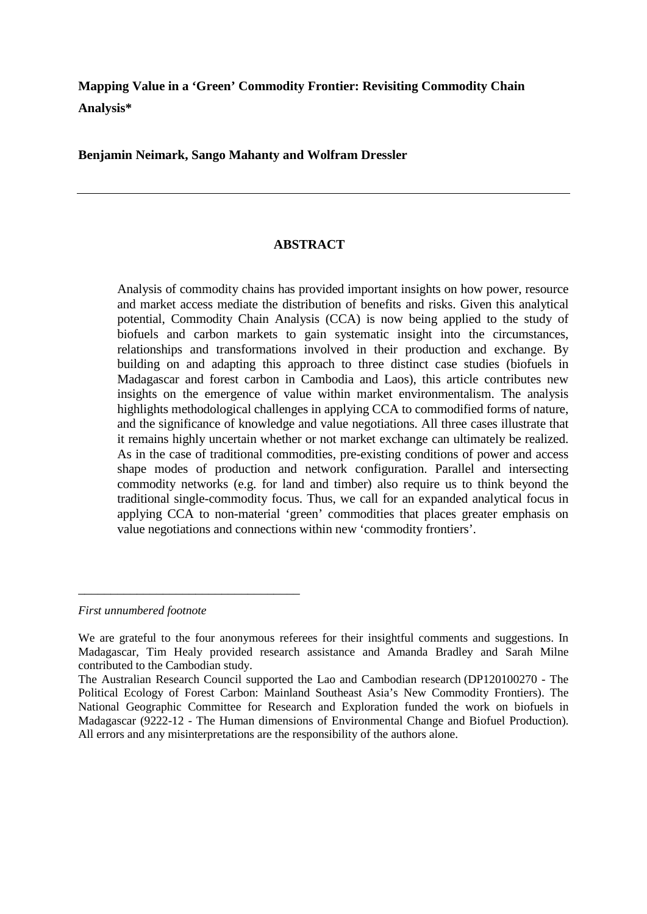# Mapping Value in a 'Green' Commodity Frontier: Revisiting Commodity Chain Analysis*

**Benjamin Neimark, Sango Mahanty and Wolfram Dressler**

---

## ABSTRACT

Analysis of commodity chains has provided important insights on how power, resource and market access mediate the distribution of benefits and risks. Given this analytical potential, Commodity Chain Analysis (CCA) is now being applied to the study of biofuels and carbon markets to gain systematic insight into the circumstances, relationships and transformations involved in their production and exchange. By building on and adapting this approach to three distinct case studies (biofuels in Madagascar and forest carbon in Cambodia and Laos), this article contributes new insights on the emergence of value within market environmentalism. The analysis highlights methodological challenges in applying CCA to commodified forms of nature, and the significance of knowledge and value negotiations. All three cases illustrate that it remains highly uncertain whether or not market exchange can ultimately be realized. As in the case of traditional commodities, pre-existing conditions of power and access shape modes of production and network configuration. Parallel and intersecting commodity networks (e.g. for land and timber) also require us to think beyond the traditional single-commodity focus. Thus, we call for an expanded analytical focus in applying CCA to non-material 'green' commodities that places greater emphasis on value negotiations and connections within new 'commodity frontiers'.

---

*First unnumbered footnote*

We are grateful to the four anonymous referees for their insightful comments and suggestions. In Madagascar, Tim Healy provided research assistance and Amanda Bradley and Sarah Milne contributed to the Cambodian study.

The Australian Research Council supported the Lao and Cambodian research (DP120100270 - The Political Ecology of Forest Carbon: Mainland Southeast Asia's New Commodity Frontiers). The National Geographic Committee for Research and Exploration funded the work on biofuels in Madagascar (9222-12 - The Human dimensions of Environmental Change and Biofuel Production). All errors and any misinterpretations are the responsibility of the authors alone.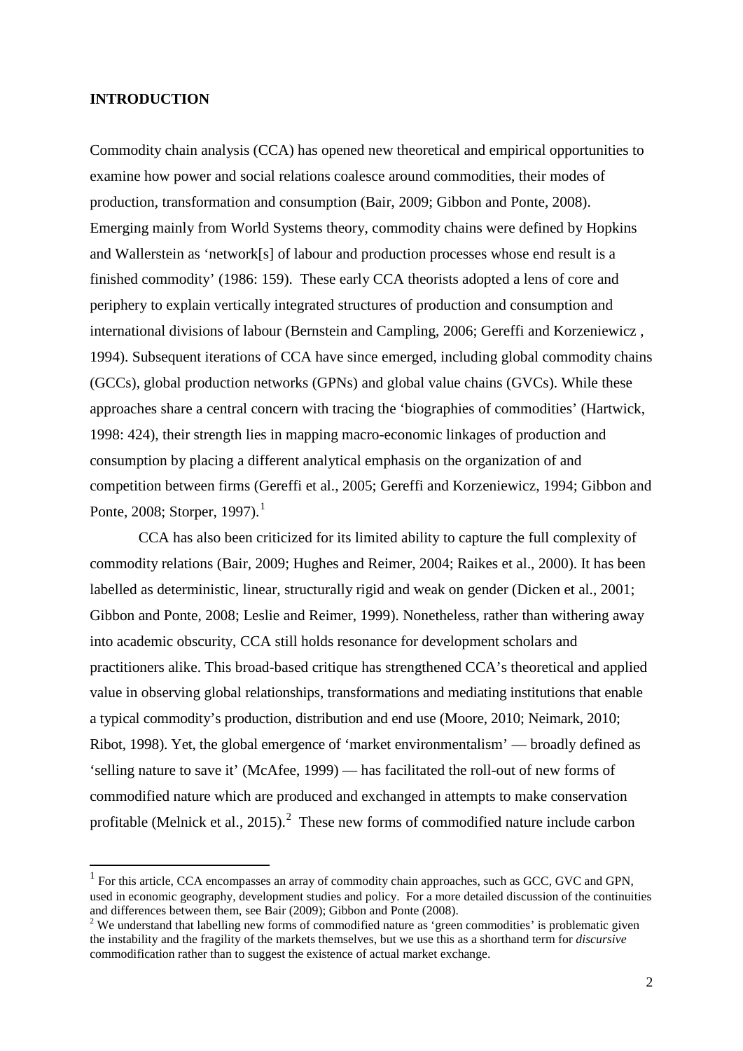## INTRODUCTION

Commodity chain analysis (CCA) has opened new theoretical and empirical opportunities to examine how power and social relations coalesce around commodities, their modes of production, transformation and consumption (Bair, 2009; Gibbon and Ponte, 2008). Emerging mainly from World Systems theory, commodity chains were defined by Hopkins and Wallerstein as 'network[s] of labour and production processes whose end result is a finished commodity' (1986: 159). These early CCA theorists adopted a lens of core and periphery to explain vertically integrated structures of production and consumption and international divisions of labour (Bernstein and Campling, 2006; Gereffi and Korzeniewicz , 1994). Subsequent iterations of CCA have since emerged, including global commodity chains (GCCs), global production networks (GPNs) and global value chains (GVCs). While these approaches share a central concern with tracing the 'biographies of commodities' (Hartwick, 1998: 424), their strength lies in mapping macro-economic linkages of production and consumption by placing a different analytical emphasis on the organization of and competition between firms (Gereffi et al., 2005; Gereffi and Korzeniewicz, 1994; Gibbon and Ponte, 2008; Storper, 1997).[1]

CCA has also been criticized for its limited ability to capture the full complexity of commodity relations (Bair, 2009; Hughes and Reimer, 2004; Raikes et al., 2000). It has been labelled as deterministic, linear, structurally rigid and weak on gender (Dicken et al., 2001; Gibbon and Ponte, 2008; Leslie and Reimer, 1999). Nonetheless, rather than withering away into academic obscurity, CCA still holds resonance for development scholars and practitioners alike. This broad-based critique has strengthened CCA's theoretical and applied value in observing global relationships, transformations and mediating institutions that enable a typical commodity's production, distribution and end use (Moore, 2010; Neimark, 2010; Ribot, 1998). Yet, the global emergence of 'market environmentalism' — broadly defined as 'selling nature to save it' (McAfee, 1999) — has facilitated the roll-out of new forms of commodified nature which are produced and exchanged in attempts to make conservation profitable (Melnick et al., 2015).[2] These new forms of commodified nature include carbon

[1] For this article, CCA encompasses an array of commodity chain approaches, such as GCC, GVC and GPN, used in economic geography, development studies and policy. For a more detailed discussion of the continuities and differences between them, see Bair (2009); Gibbon and Ponte (2008).

[2] We understand that labelling new forms of commodified nature as 'green commodities' is problematic given the instability and the fragility of the markets themselves, but we use this as a shorthand term for *discursive* commodification rather than to suggest the existence of actual market exchange.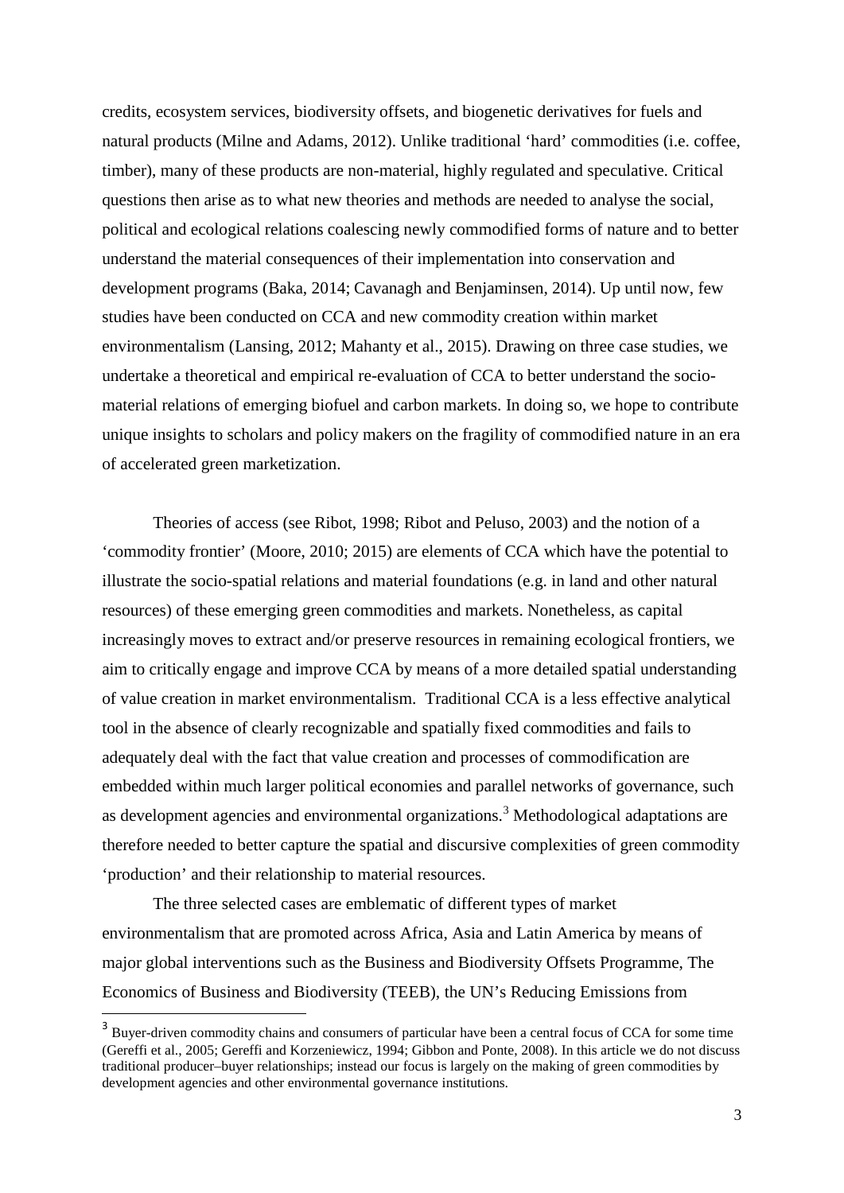credits, ecosystem services, biodiversity offsets, and biogenetic derivatives for fuels and natural products (Milne and Adams, 2012). Unlike traditional 'hard' commodities (i.e. coffee, timber), many of these products are non-material, highly regulated and speculative. Critical questions then arise as to what new theories and methods are needed to analyse the social, political and ecological relations coalescing newly commodified forms of nature and to better understand the material consequences of their implementation into conservation and development programs (Baka, 2014; Cavanagh and Benjaminsen, 2014). Up until now, few studies have been conducted on CCA and new commodity creation within market environmentalism (Lansing, 2012; Mahanty et al., 2015). Drawing on three case studies, we undertake a theoretical and empirical re-evaluation of CCA to better understand the socio-material relations of emerging biofuel and carbon markets. In doing so, we hope to contribute unique insights to scholars and policy makers on the fragility of commodified nature in an era of accelerated green marketization.

Theories of access (see Ribot, 1998; Ribot and Peluso, 2003) and the notion of a 'commodity frontier' (Moore, 2010; 2015) are elements of CCA which have the potential to illustrate the socio-spatial relations and material foundations (e.g. in land and other natural resources) of these emerging green commodities and markets. Nonetheless, as capital increasingly moves to extract and/or preserve resources in remaining ecological frontiers, we aim to critically engage and improve CCA by means of a more detailed spatial understanding of value creation in market environmentalism. Traditional CCA is a less effective analytical tool in the absence of clearly recognizable and spatially fixed commodities and fails to adequately deal with the fact that value creation and processes of commodification are embedded within much larger political economies and parallel networks of governance, such as development agencies and environmental organizations.[3] Methodological adaptations are therefore needed to better capture the spatial and discursive complexities of green commodity 'production' and their relationship to material resources.

The three selected cases are emblematic of different types of market environmentalism that are promoted across Africa, Asia and Latin America by means of major global interventions such as the Business and Biodiversity Offsets Programme, The Economics of Business and Biodiversity (TEEB), the UN's Reducing Emissions from

[3] Buyer-driven commodity chains and consumers of particular have been a central focus of CCA for some time (Gereffi et al., 2005; Gereffi and Korzeniewicz, 1994; Gibbon and Ponte, 2008). In this article we do not discuss traditional producer–buyer relationships; instead our focus is largely on the making of green commodities by development agencies and other environmental governance institutions.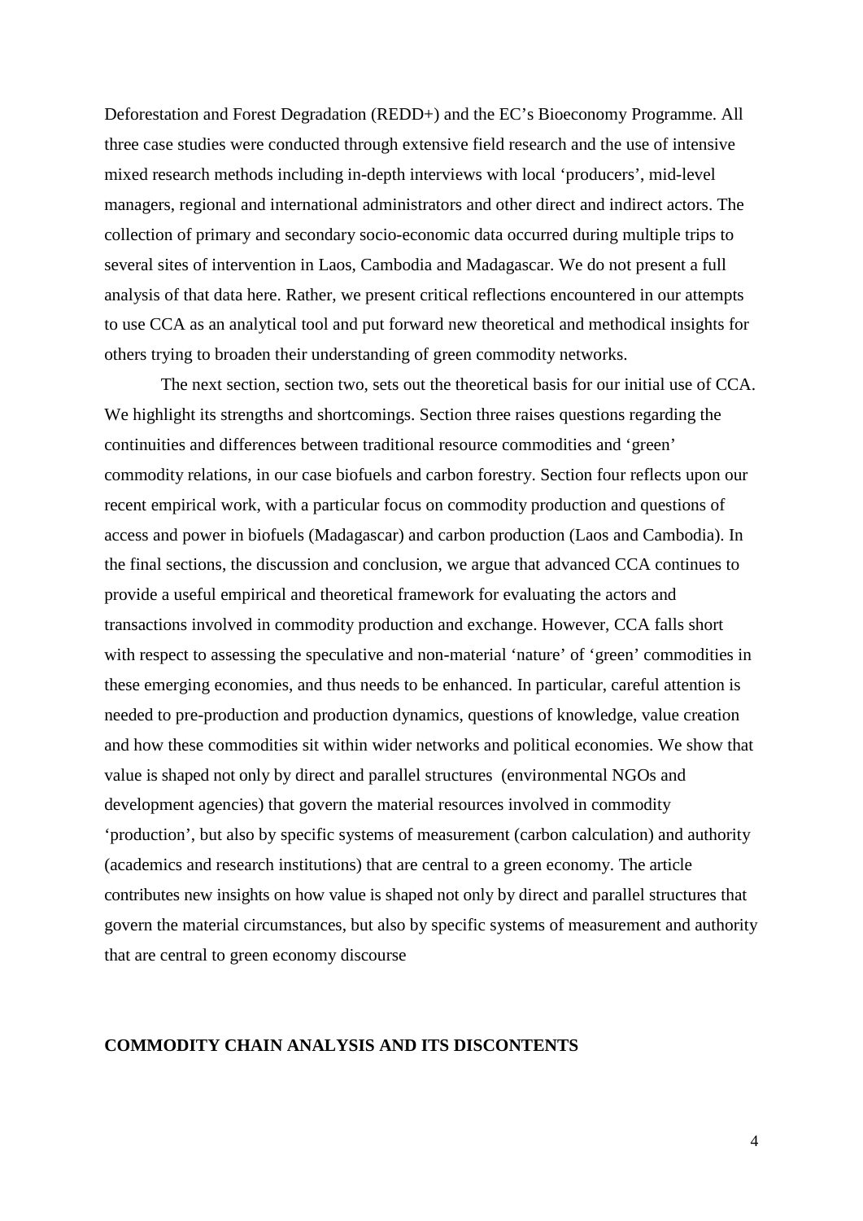Deforestation and Forest Degradation (REDD+) and the EC's Bioeconomy Programme. All three case studies were conducted through extensive field research and the use of intensive mixed research methods including in-depth interviews with local 'producers', mid-level managers, regional and international administrators and other direct and indirect actors. The collection of primary and secondary socio-economic data occurred during multiple trips to several sites of intervention in Laos, Cambodia and Madagascar. We do not present a full analysis of that data here. Rather, we present critical reflections encountered in our attempts to use CCA as an analytical tool and put forward new theoretical and methodical insights for others trying to broaden their understanding of green commodity networks.

The next section, section two, sets out the theoretical basis for our initial use of CCA. We highlight its strengths and shortcomings. Section three raises questions regarding the continuities and differences between traditional resource commodities and 'green' commodity relations, in our case biofuels and carbon forestry. Section four reflects upon our recent empirical work, with a particular focus on commodity production and questions of access and power in biofuels (Madagascar) and carbon production (Laos and Cambodia). In the final sections, the discussion and conclusion, we argue that advanced CCA continues to provide a useful empirical and theoretical framework for evaluating the actors and transactions involved in commodity production and exchange. However, CCA falls short with respect to assessing the speculative and non-material 'nature' of 'green' commodities in these emerging economies, and thus needs to be enhanced. In particular, careful attention is needed to pre-production and production dynamics, questions of knowledge, value creation and how these commodities sit within wider networks and political economies. We show that value is shaped not only by direct and parallel structures (environmental NGOs and development agencies) that govern the material resources involved in commodity 'production', but also by specific systems of measurement (carbon calculation) and authority (academics and research institutions) that are central to a green economy. The article contributes new insights on how value is shaped not only by direct and parallel structures that govern the material circumstances, but also by specific systems of measurement and authority that are central to green economy discourse

## COMMODITY CHAIN ANALYSIS AND ITS DISCONTENTS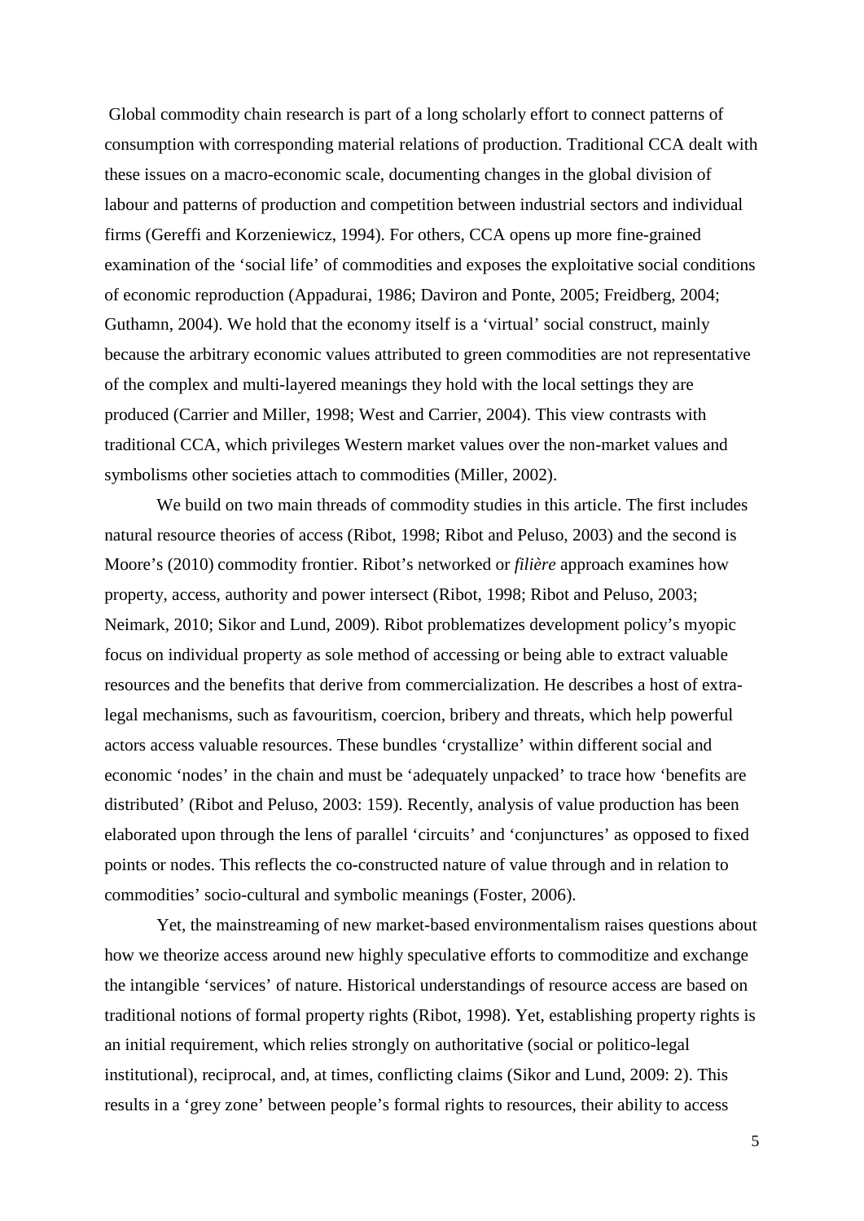Global commodity chain research is part of a long scholarly effort to connect patterns of consumption with corresponding material relations of production. Traditional CCA dealt with these issues on a macro-economic scale, documenting changes in the global division of labour and patterns of production and competition between industrial sectors and individual firms (Gereffi and Korzeniewicz, 1994). For others, CCA opens up more fine-grained examination of the 'social life' of commodities and exposes the exploitative social conditions of economic reproduction (Appadurai, 1986; Daviron and Ponte, 2005; Freidberg, 2004; Guthamn, 2004). We hold that the economy itself is a 'virtual' social construct, mainly because the arbitrary economic values attributed to green commodities are not representative of the complex and multi-layered meanings they hold with the local settings they are produced (Carrier and Miller, 1998; West and Carrier, 2004). This view contrasts with traditional CCA, which privileges Western market values over the non-market values and symbolisms other societies attach to commodities (Miller, 2002).

We build on two main threads of commodity studies in this article. The first includes natural resource theories of access (Ribot, 1998; Ribot and Peluso, 2003) and the second is Moore's (2010) commodity frontier. Ribot's networked or *filière* approach examines how property, access, authority and power intersect (Ribot, 1998; Ribot and Peluso, 2003; Neimark, 2010; Sikor and Lund, 2009). Ribot problematizes development policy's myopic focus on individual property as sole method of accessing or being able to extract valuable resources and the benefits that derive from commercialization. He describes a host of extra-legal mechanisms, such as favouritism, coercion, bribery and threats, which help powerful actors access valuable resources. These bundles 'crystallize' within different social and economic 'nodes' in the chain and must be 'adequately unpacked' to trace how 'benefits are distributed' (Ribot and Peluso, 2003: 159). Recently, analysis of value production has been elaborated upon through the lens of parallel 'circuits' and 'conjunctures' as opposed to fixed points or nodes. This reflects the co-constructed nature of value through and in relation to commodities' socio-cultural and symbolic meanings (Foster, 2006).

Yet, the mainstreaming of new market-based environmentalism raises questions about how we theorize access around new highly speculative efforts to commoditize and exchange the intangible 'services' of nature. Historical understandings of resource access are based on traditional notions of formal property rights (Ribot, 1998). Yet, establishing property rights is an initial requirement, which relies strongly on authoritative (social or politico-legal institutional), reciprocal, and, at times, conflicting claims (Sikor and Lund, 2009: 2). This results in a 'grey zone' between people's formal rights to resources, their ability to access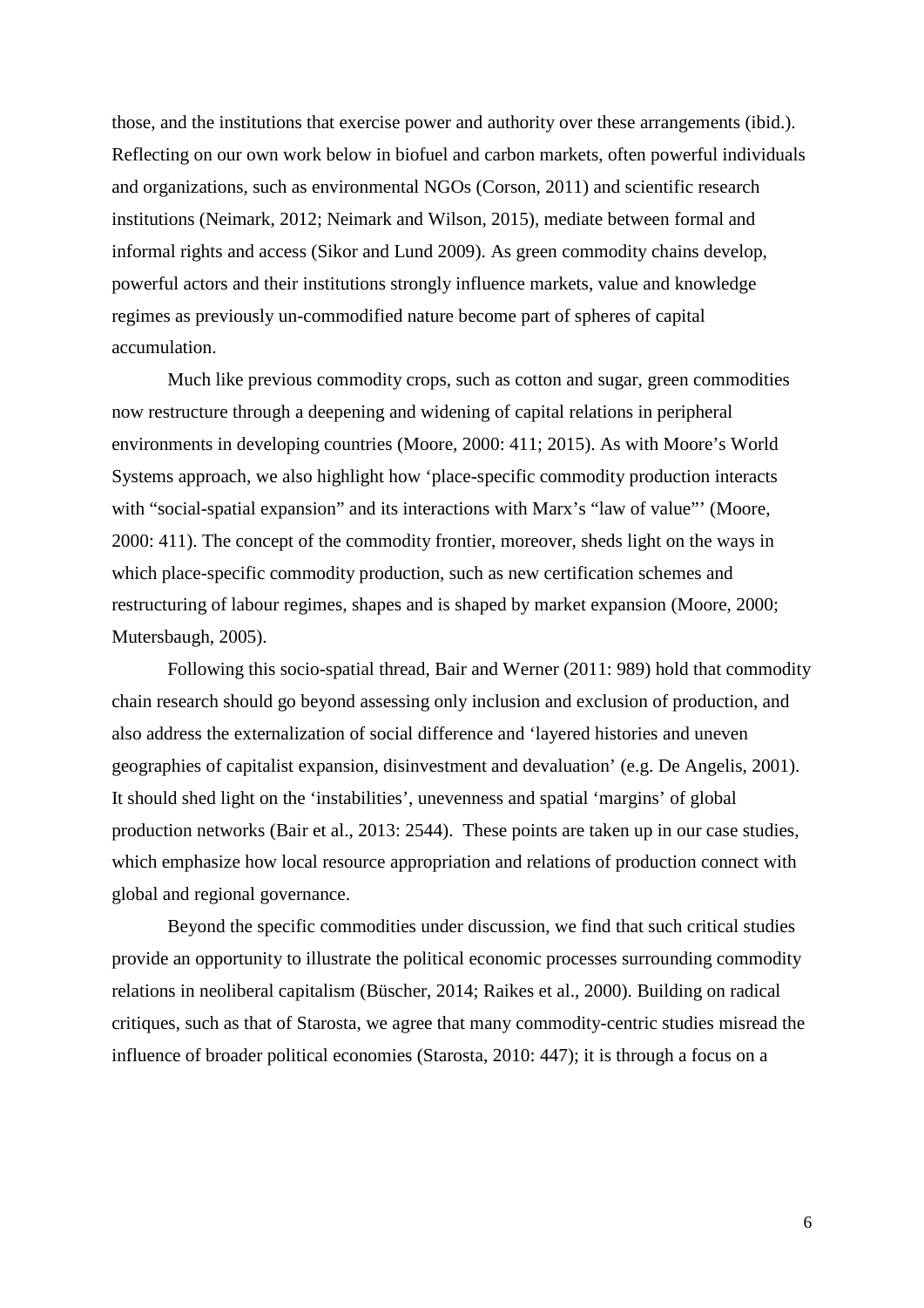those, and the institutions that exercise power and authority over these arrangements (ibid.). Reflecting on our own work below in biofuel and carbon markets, often powerful individuals and organizations, such as environmental NGOs (Corson, 2011) and scientific research institutions (Neimark, 2012; Neimark and Wilson, 2015), mediate between formal and informal rights and access (Sikor and Lund 2009). As green commodity chains develop, powerful actors and their institutions strongly influence markets, value and knowledge regimes as previously un-commodified nature become part of spheres of capital accumulation.

Much like previous commodity crops, such as cotton and sugar, green commodities now restructure through a deepening and widening of capital relations in peripheral environments in developing countries (Moore, 2000: 411; 2015). As with Moore's World Systems approach, we also highlight how 'place-specific commodity production interacts with "social-spatial expansion" and its interactions with Marx's "law of value"' (Moore, 2000: 411). The concept of the commodity frontier, moreover, sheds light on the ways in which place-specific commodity production, such as new certification schemes and restructuring of labour regimes, shapes and is shaped by market expansion (Moore, 2000; Mutersbaugh, 2005).

Following this socio-spatial thread, Bair and Werner (2011: 989) hold that commodity chain research should go beyond assessing only inclusion and exclusion of production, and also address the externalization of social difference and 'layered histories and uneven geographies of capitalist expansion, disinvestment and devaluation' (e.g. De Angelis, 2001). It should shed light on the 'instabilities', unevenness and spatial 'margins' of global production networks (Bair et al., 2013: 2544). These points are taken up in our case studies, which emphasize how local resource appropriation and relations of production connect with global and regional governance.

Beyond the specific commodities under discussion, we find that such critical studies provide an opportunity to illustrate the political economic processes surrounding commodity relations in neoliberal capitalism (Büscher, 2014; Raikes et al., 2000). Building on radical critiques, such as that of Starosta, we agree that many commodity-centric studies misread the influence of broader political economies (Starosta, 2010: 447); it is through a focus on a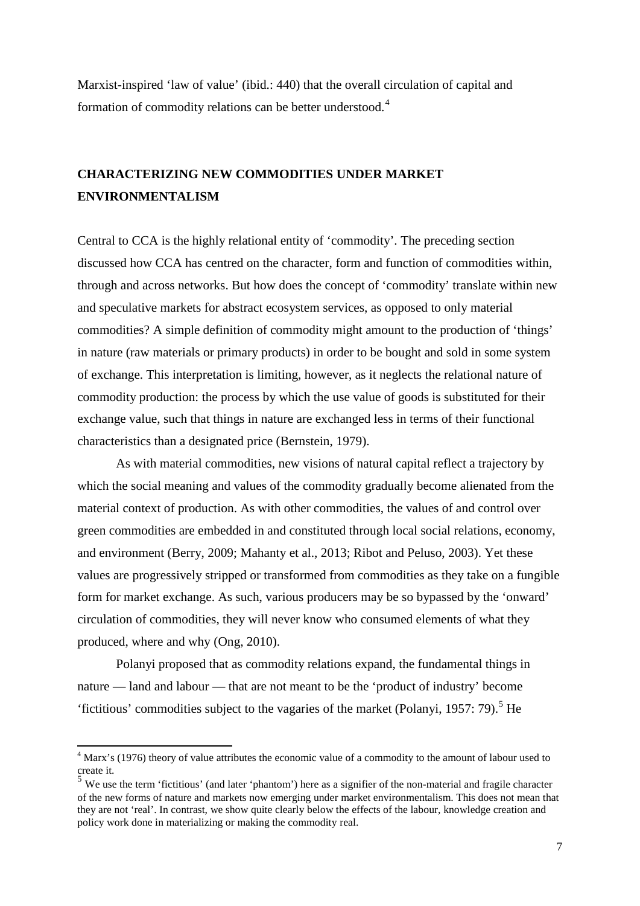Marxist-inspired 'law of value' (ibid.: 440) that the overall circulation of capital and formation of commodity relations can be better understood.[4]

## CHARACTERIZING NEW COMMODITIES UNDER MARKET ENVIRONMENTALISM

Central to CCA is the highly relational entity of 'commodity'. The preceding section discussed how CCA has centred on the character, form and function of commodities within, through and across networks. But how does the concept of 'commodity' translate within new and speculative markets for abstract ecosystem services, as opposed to only material commodities? A simple definition of commodity might amount to the production of 'things' in nature (raw materials or primary products) in order to be bought and sold in some system of exchange. This interpretation is limiting, however, as it neglects the relational nature of commodity production: the process by which the use value of goods is substituted for their exchange value, such that things in nature are exchanged less in terms of their functional characteristics than a designated price (Bernstein, 1979).

As with material commodities, new visions of natural capital reflect a trajectory by which the social meaning and values of the commodity gradually become alienated from the material context of production. As with other commodities, the values of and control over green commodities are embedded in and constituted through local social relations, economy, and environment (Berry, 2009; Mahanty et al., 2013; Ribot and Peluso, 2003). Yet these values are progressively stripped or transformed from commodities as they take on a fungible form for market exchange. As such, various producers may be so bypassed by the 'onward' circulation of commodities, they will never know who consumed elements of what they produced, where and why (Ong, 2010).

Polanyi proposed that as commodity relations expand, the fundamental things in nature — land and labour — that are not meant to be the 'product of industry' become 'fictitious' commodities subject to the vagaries of the market (Polanyi, 1957: 79).[5] He

[4] Marx's (1976) theory of value attributes the economic value of a commodity to the amount of labour used to create it.

[5] We use the term 'fictitious' (and later 'phantom') here as a signifier of the non-material and fragile character of the new forms of nature and markets now emerging under market environmentalism. This does not mean that they are not 'real'. In contrast, we show quite clearly below the effects of the labour, knowledge creation and policy work done in materializing or making the commodity real.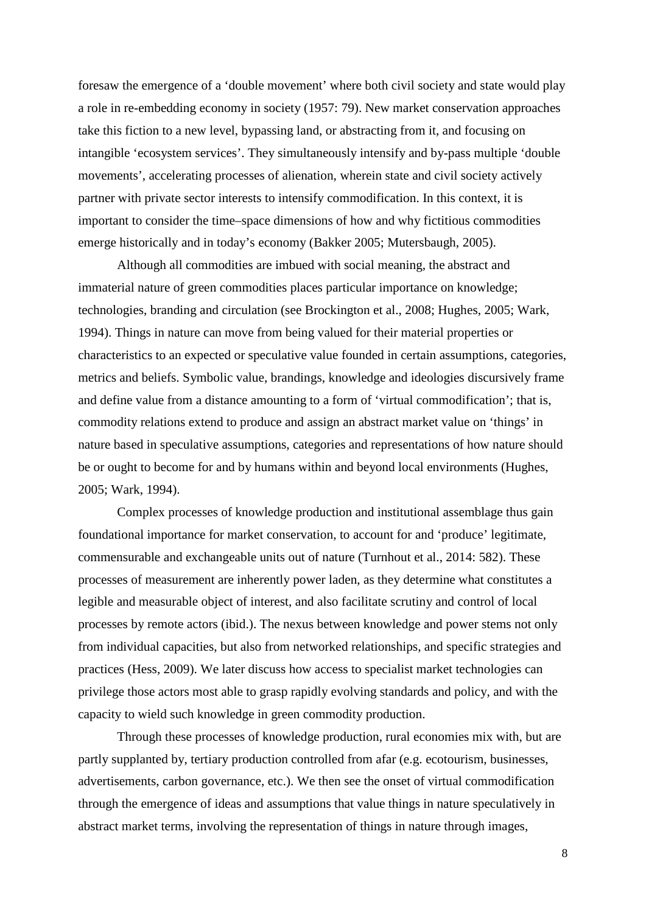foresaw the emergence of a 'double movement' where both civil society and state would play a role in re-embedding economy in society (1957: 79). New market conservation approaches take this fiction to a new level, bypassing land, or abstracting from it, and focusing on intangible 'ecosystem services'. They simultaneously intensify and by-pass multiple 'double movements', accelerating processes of alienation, wherein state and civil society actively partner with private sector interests to intensify commodification. In this context, it is important to consider the time–space dimensions of how and why fictitious commodities emerge historically and in today's economy (Bakker 2005; Mutersbaugh, 2005).

Although all commodities are imbued with social meaning, the abstract and immaterial nature of green commodities places particular importance on knowledge; technologies, branding and circulation (see Brockington et al., 2008; Hughes, 2005; Wark, 1994). Things in nature can move from being valued for their material properties or characteristics to an expected or speculative value founded in certain assumptions, categories, metrics and beliefs. Symbolic value, brandings, knowledge and ideologies discursively frame and define value from a distance amounting to a form of 'virtual commodification'; that is, commodity relations extend to produce and assign an abstract market value on 'things' in nature based in speculative assumptions, categories and representations of how nature should be or ought to become for and by humans within and beyond local environments (Hughes, 2005; Wark, 1994).

Complex processes of knowledge production and institutional assemblage thus gain foundational importance for market conservation, to account for and 'produce' legitimate, commensurable and exchangeable units out of nature (Turnhout et al., 2014: 582). These processes of measurement are inherently power laden, as they determine what constitutes a legible and measurable object of interest, and also facilitate scrutiny and control of local processes by remote actors (ibid.). The nexus between knowledge and power stems not only from individual capacities, but also from networked relationships, and specific strategies and practices (Hess, 2009). We later discuss how access to specialist market technologies can privilege those actors most able to grasp rapidly evolving standards and policy, and with the capacity to wield such knowledge in green commodity production.

Through these processes of knowledge production, rural economies mix with, but are partly supplanted by, tertiary production controlled from afar (e.g. ecotourism, businesses, advertisements, carbon governance, etc.). We then see the onset of virtual commodification through the emergence of ideas and assumptions that value things in nature speculatively in abstract market terms, involving the representation of things in nature through images,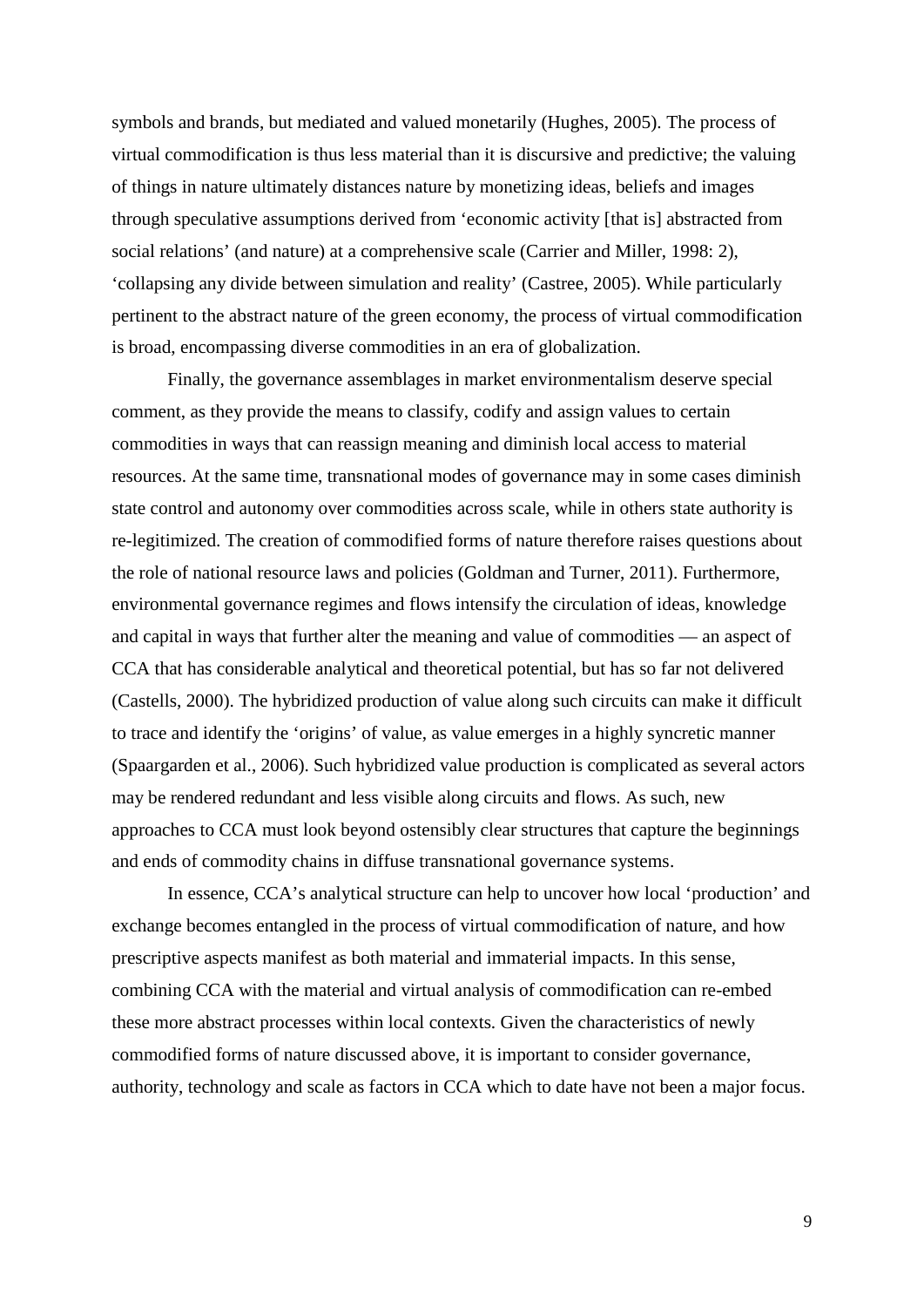symbols and brands, but mediated and valued monetarily (Hughes, 2005). The process of virtual commodification is thus less material than it is discursive and predictive; the valuing of things in nature ultimately distances nature by monetizing ideas, beliefs and images through speculative assumptions derived from 'economic activity [that is] abstracted from social relations' (and nature) at a comprehensive scale (Carrier and Miller, 1998: 2), 'collapsing any divide between simulation and reality' (Castree, 2005). While particularly pertinent to the abstract nature of the green economy, the process of virtual commodification is broad, encompassing diverse commodities in an era of globalization.

Finally, the governance assemblages in market environmentalism deserve special comment, as they provide the means to classify, codify and assign values to certain commodities in ways that can reassign meaning and diminish local access to material resources. At the same time, transnational modes of governance may in some cases diminish state control and autonomy over commodities across scale, while in others state authority is re-legitimized. The creation of commodified forms of nature therefore raises questions about the role of national resource laws and policies (Goldman and Turner, 2011). Furthermore, environmental governance regimes and flows intensify the circulation of ideas, knowledge and capital in ways that further alter the meaning and value of commodities — an aspect of CCA that has considerable analytical and theoretical potential, but has so far not delivered (Castells, 2000). The hybridized production of value along such circuits can make it difficult to trace and identify the 'origins' of value, as value emerges in a highly syncretic manner (Spaargarden et al., 2006). Such hybridized value production is complicated as several actors may be rendered redundant and less visible along circuits and flows. As such, new approaches to CCA must look beyond ostensibly clear structures that capture the beginnings and ends of commodity chains in diffuse transnational governance systems.

In essence, CCA's analytical structure can help to uncover how local 'production' and exchange becomes entangled in the process of virtual commodification of nature, and how prescriptive aspects manifest as both material and immaterial impacts. In this sense, combining CCA with the material and virtual analysis of commodification can re-embed these more abstract processes within local contexts. Given the characteristics of newly commodified forms of nature discussed above, it is important to consider governance, authority, technology and scale as factors in CCA which to date have not been a major focus.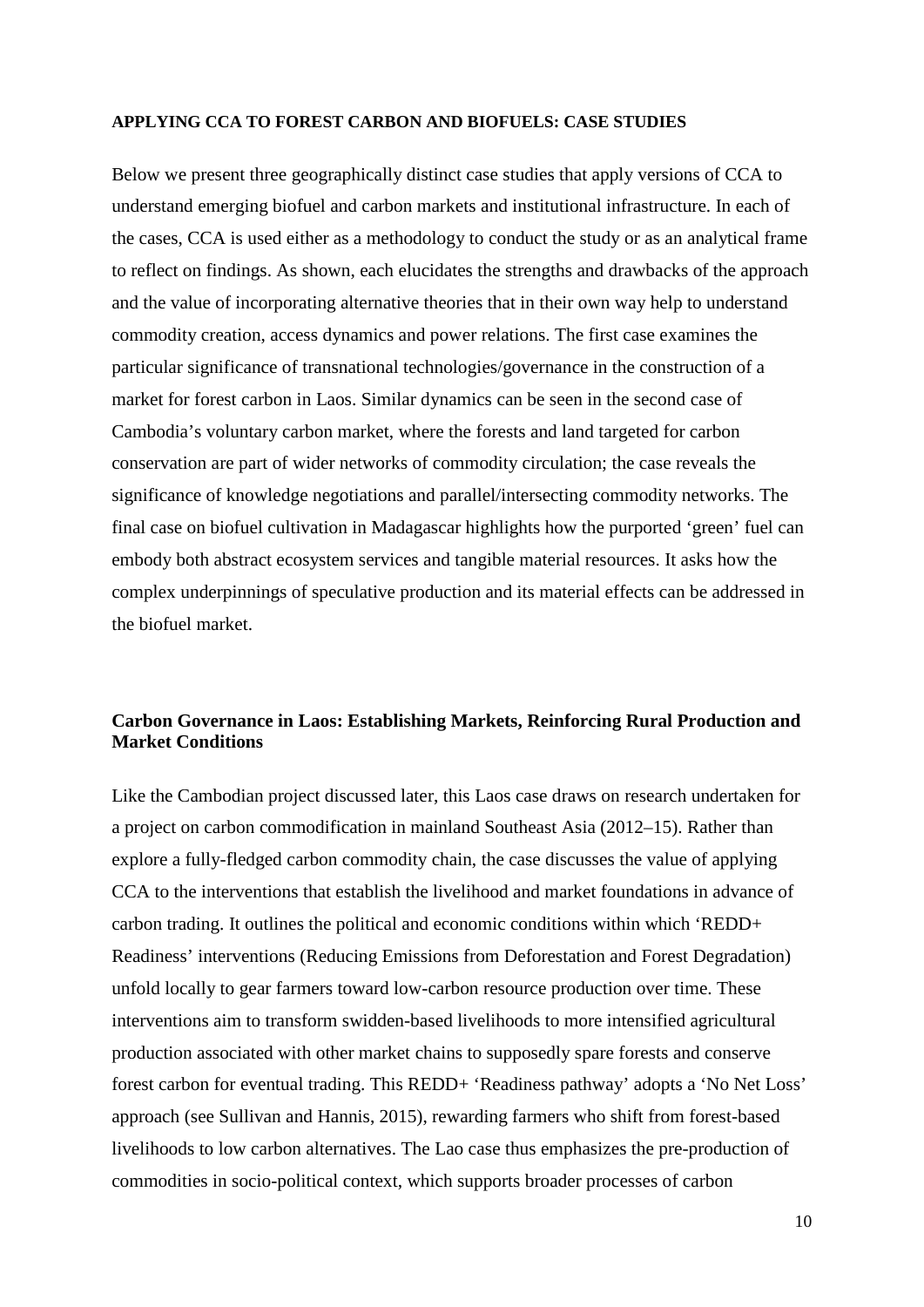## APPLYING CCA TO FOREST CARBON AND BIOFUELS: CASE STUDIES

Below we present three geographically distinct case studies that apply versions of CCA to understand emerging biofuel and carbon markets and institutional infrastructure. In each of the cases, CCA is used either as a methodology to conduct the study or as an analytical frame to reflect on findings. As shown, each elucidates the strengths and drawbacks of the approach and the value of incorporating alternative theories that in their own way help to understand commodity creation, access dynamics and power relations. The first case examines the particular significance of transnational technologies/governance in the construction of a market for forest carbon in Laos. Similar dynamics can be seen in the second case of Cambodia's voluntary carbon market, where the forests and land targeted for carbon conservation are part of wider networks of commodity circulation; the case reveals the significance of knowledge negotiations and parallel/intersecting commodity networks. The final case on biofuel cultivation in Madagascar highlights how the purported 'green' fuel can embody both abstract ecosystem services and tangible material resources. It asks how the complex underpinnings of speculative production and its material effects can be addressed in the biofuel market.

### Carbon Governance in Laos: Establishing Markets, Reinforcing Rural Production and Market Conditions

Like the Cambodian project discussed later, this Laos case draws on research undertaken for a project on carbon commodification in mainland Southeast Asia (2012–15). Rather than explore a fully-fledged carbon commodity chain, the case discusses the value of applying CCA to the interventions that establish the livelihood and market foundations in advance of carbon trading. It outlines the political and economic conditions within which 'REDD+ Readiness' interventions (Reducing Emissions from Deforestation and Forest Degradation) unfold locally to gear farmers toward low-carbon resource production over time. These interventions aim to transform swidden-based livelihoods to more intensified agricultural production associated with other market chains to supposedly spare forests and conserve forest carbon for eventual trading. This REDD+ 'Readiness pathway' adopts a 'No Net Loss' approach (see Sullivan and Hannis, 2015), rewarding farmers who shift from forest-based livelihoods to low carbon alternatives. The Lao case thus emphasizes the pre-production of commodities in socio-political context, which supports broader processes of carbon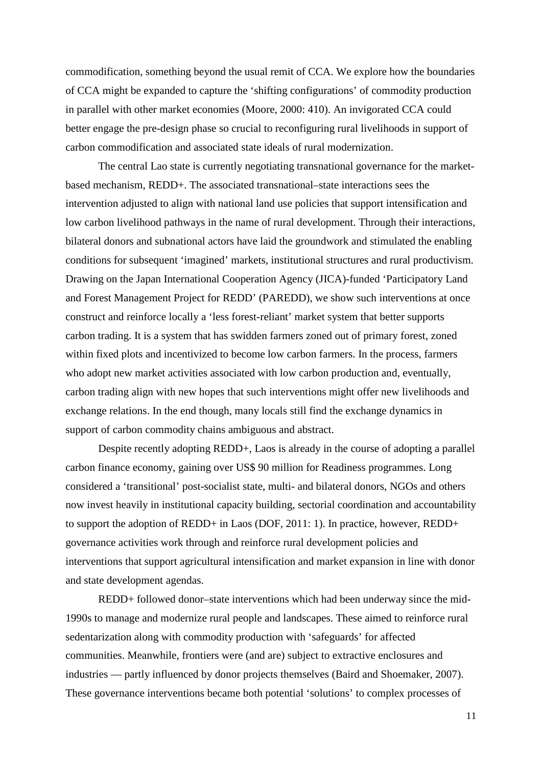commodification, something beyond the usual remit of CCA. We explore how the boundaries of CCA might be expanded to capture the 'shifting configurations' of commodity production in parallel with other market economies (Moore, 2000: 410). An invigorated CCA could better engage the pre-design phase so crucial to reconfiguring rural livelihoods in support of carbon commodification and associated state ideals of rural modernization.

The central Lao state is currently negotiating transnational governance for the market-based mechanism, REDD+. The associated transnational–state interactions sees the intervention adjusted to align with national land use policies that support intensification and low carbon livelihood pathways in the name of rural development. Through their interactions, bilateral donors and subnational actors have laid the groundwork and stimulated the enabling conditions for subsequent 'imagined' markets, institutional structures and rural productivism. Drawing on the Japan International Cooperation Agency (JICA)-funded 'Participatory Land and Forest Management Project for REDD' (PAREDD), we show such interventions at once construct and reinforce locally a 'less forest-reliant' market system that better supports carbon trading. It is a system that has swidden farmers zoned out of primary forest, zoned within fixed plots and incentivized to become low carbon farmers. In the process, farmers who adopt new market activities associated with low carbon production and, eventually, carbon trading align with new hopes that such interventions might offer new livelihoods and exchange relations. In the end though, many locals still find the exchange dynamics in support of carbon commodity chains ambiguous and abstract.

Despite recently adopting REDD+, Laos is already in the course of adopting a parallel carbon finance economy, gaining over US$ 90 million for Readiness programmes. Long considered a 'transitional' post-socialist state, multi- and bilateral donors, NGOs and others now invest heavily in institutional capacity building, sectorial coordination and accountability to support the adoption of REDD+ in Laos (DOF, 2011: 1). In practice, however, REDD+ governance activities work through and reinforce rural development policies and interventions that support agricultural intensification and market expansion in line with donor and state development agendas.

REDD+ followed donor–state interventions which had been underway since the mid-1990s to manage and modernize rural people and landscapes. These aimed to reinforce rural sedentarization along with commodity production with 'safeguards' for affected communities. Meanwhile, frontiers were (and are) subject to extractive enclosures and industries — partly influenced by donor projects themselves (Baird and Shoemaker, 2007). These governance interventions became both potential 'solutions' to complex processes of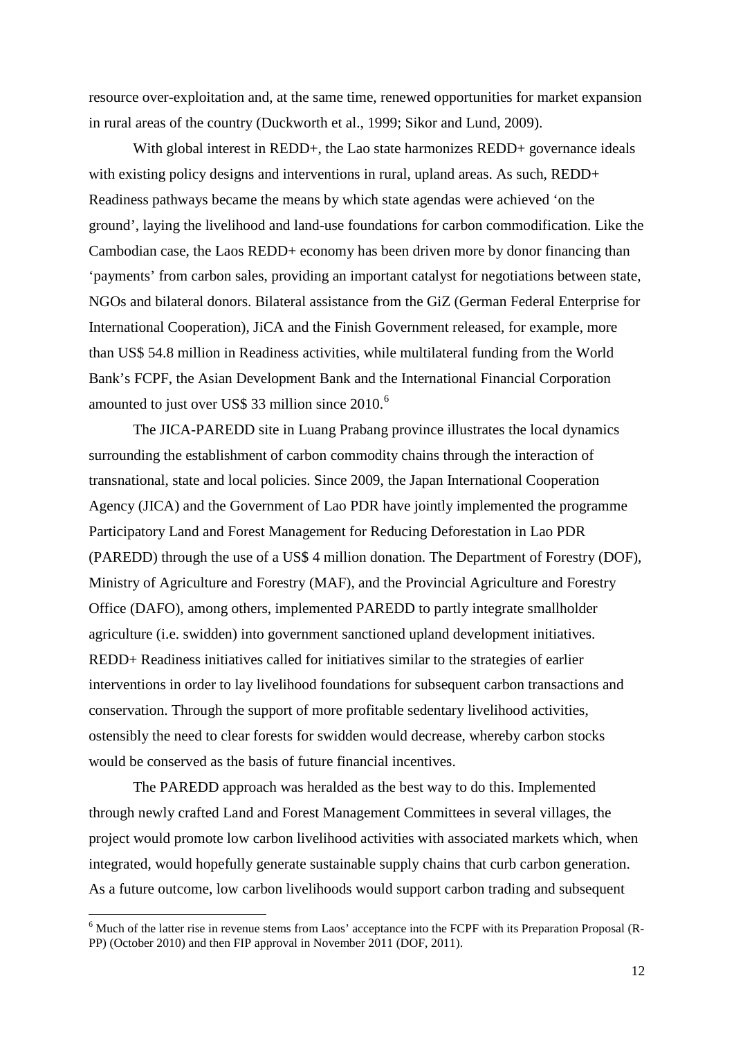resource over-exploitation and, at the same time, renewed opportunities for market expansion in rural areas of the country (Duckworth et al., 1999; Sikor and Lund, 2009).

With global interest in REDD+, the Lao state harmonizes REDD+ governance ideals with existing policy designs and interventions in rural, upland areas. As such, REDD+ Readiness pathways became the means by which state agendas were achieved 'on the ground', laying the livelihood and land-use foundations for carbon commodification. Like the Cambodian case, the Laos REDD+ economy has been driven more by donor financing than 'payments' from carbon sales, providing an important catalyst for negotiations between state, NGOs and bilateral donors. Bilateral assistance from the GiZ (German Federal Enterprise for International Cooperation), JiCA and the Finish Government released, for example, more than US$ 54.8 million in Readiness activities, while multilateral funding from the World Bank's FCPF, the Asian Development Bank and the International Financial Corporation amounted to just over US$ 33 million since 2010.[6]

The JICA-PAREDD site in Luang Prabang province illustrates the local dynamics surrounding the establishment of carbon commodity chains through the interaction of transnational, state and local policies. Since 2009, the Japan International Cooperation Agency (JICA) and the Government of Lao PDR have jointly implemented the programme Participatory Land and Forest Management for Reducing Deforestation in Lao PDR (PAREDD) through the use of a US$ 4 million donation. The Department of Forestry (DOF), Ministry of Agriculture and Forestry (MAF), and the Provincial Agriculture and Forestry Office (DAFO), among others, implemented PAREDD to partly integrate smallholder agriculture (i.e. swidden) into government sanctioned upland development initiatives. REDD+ Readiness initiatives called for initiatives similar to the strategies of earlier interventions in order to lay livelihood foundations for subsequent carbon transactions and conservation. Through the support of more profitable sedentary livelihood activities, ostensibly the need to clear forests for swidden would decrease, whereby carbon stocks would be conserved as the basis of future financial incentives.

The PAREDD approach was heralded as the best way to do this. Implemented through newly crafted Land and Forest Management Committees in several villages, the project would promote low carbon livelihood activities with associated markets which, when integrated, would hopefully generate sustainable supply chains that curb carbon generation. As a future outcome, low carbon livelihoods would support carbon trading and subsequent

[6] Much of the latter rise in revenue stems from Laos' acceptance into the FCPF with its Preparation Proposal (R-PP) (October 2010) and then FIP approval in November 2011 (DOF, 2011).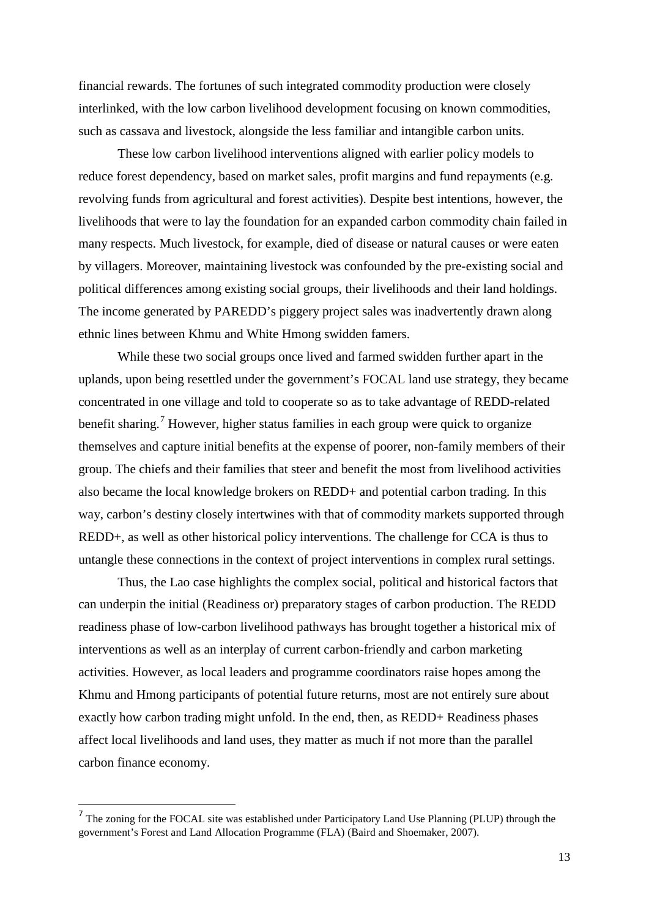financial rewards. The fortunes of such integrated commodity production were closely interlinked, with the low carbon livelihood development focusing on known commodities, such as cassava and livestock, alongside the less familiar and intangible carbon units.

These low carbon livelihood interventions aligned with earlier policy models to reduce forest dependency, based on market sales, profit margins and fund repayments (e.g. revolving funds from agricultural and forest activities). Despite best intentions, however, the livelihoods that were to lay the foundation for an expanded carbon commodity chain failed in many respects. Much livestock, for example, died of disease or natural causes or were eaten by villagers. Moreover, maintaining livestock was confounded by the pre-existing social and political differences among existing social groups, their livelihoods and their land holdings. The income generated by PAREDD's piggery project sales was inadvertently drawn along ethnic lines between Khmu and White Hmong swidden famers.

While these two social groups once lived and farmed swidden further apart in the uplands, upon being resettled under the government's FOCAL land use strategy, they became concentrated in one village and told to cooperate so as to take advantage of REDD-related benefit sharing.[7] However, higher status families in each group were quick to organize themselves and capture initial benefits at the expense of poorer, non-family members of their group. The chiefs and their families that steer and benefit the most from livelihood activities also became the local knowledge brokers on REDD+ and potential carbon trading. In this way, carbon's destiny closely intertwines with that of commodity markets supported through REDD+, as well as other historical policy interventions. The challenge for CCA is thus to untangle these connections in the context of project interventions in complex rural settings.

Thus, the Lao case highlights the complex social, political and historical factors that can underpin the initial (Readiness or) preparatory stages of carbon production. The REDD readiness phase of low-carbon livelihood pathways has brought together a historical mix of interventions as well as an interplay of current carbon-friendly and carbon marketing activities. However, as local leaders and programme coordinators raise hopes among the Khmu and Hmong participants of potential future returns, most are not entirely sure about exactly how carbon trading might unfold. In the end, then, as REDD+ Readiness phases affect local livelihoods and land uses, they matter as much if not more than the parallel carbon finance economy.

[7] The zoning for the FOCAL site was established under Participatory Land Use Planning (PLUP) through the government's Forest and Land Allocation Programme (FLA) (Baird and Shoemaker, 2007).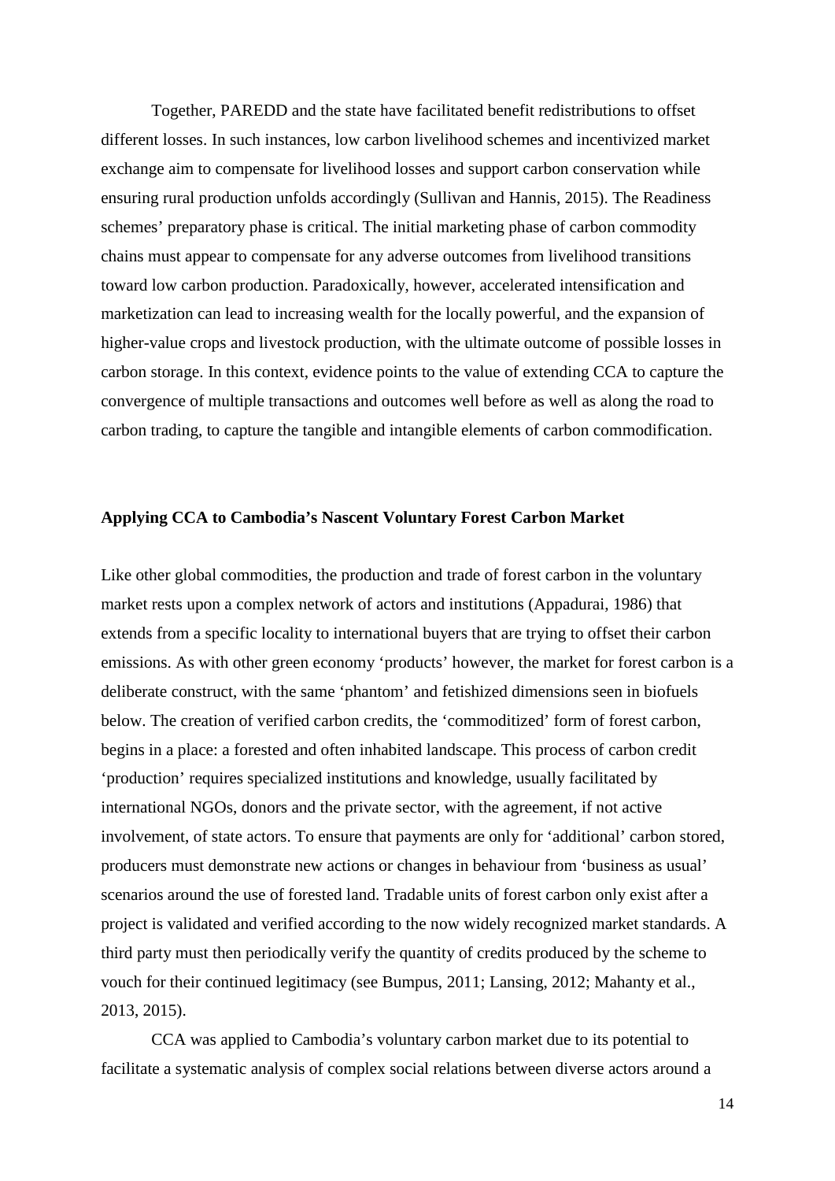Together, PAREDD and the state have facilitated benefit redistributions to offset different losses. In such instances, low carbon livelihood schemes and incentivized market exchange aim to compensate for livelihood losses and support carbon conservation while ensuring rural production unfolds accordingly (Sullivan and Hannis, 2015). The Readiness schemes' preparatory phase is critical. The initial marketing phase of carbon commodity chains must appear to compensate for any adverse outcomes from livelihood transitions toward low carbon production. Paradoxically, however, accelerated intensification and marketization can lead to increasing wealth for the locally powerful, and the expansion of higher-value crops and livestock production, with the ultimate outcome of possible losses in carbon storage. In this context, evidence points to the value of extending CCA to capture the convergence of multiple transactions and outcomes well before as well as along the road to carbon trading, to capture the tangible and intangible elements of carbon commodification.

## Applying CCA to Cambodia's Nascent Voluntary Forest Carbon Market

Like other global commodities, the production and trade of forest carbon in the voluntary market rests upon a complex network of actors and institutions (Appadurai, 1986) that extends from a specific locality to international buyers that are trying to offset their carbon emissions. As with other green economy 'products' however, the market for forest carbon is a deliberate construct, with the same 'phantom' and fetishized dimensions seen in biofuels below. The creation of verified carbon credits, the 'commoditized' form of forest carbon, begins in a place: a forested and often inhabited landscape. This process of carbon credit 'production' requires specialized institutions and knowledge, usually facilitated by international NGOs, donors and the private sector, with the agreement, if not active involvement, of state actors. To ensure that payments are only for 'additional' carbon stored, producers must demonstrate new actions or changes in behaviour from 'business as usual' scenarios around the use of forested land. Tradable units of forest carbon only exist after a project is validated and verified according to the now widely recognized market standards. A third party must then periodically verify the quantity of credits produced by the scheme to vouch for their continued legitimacy (see Bumpus, 2011; Lansing, 2012; Mahanty et al., 2013, 2015).

CCA was applied to Cambodia's voluntary carbon market due to its potential to facilitate a systematic analysis of complex social relations between diverse actors around a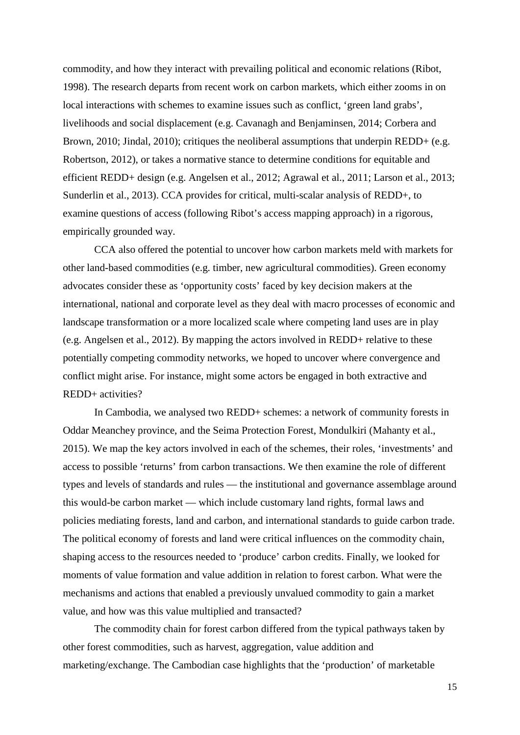commodity, and how they interact with prevailing political and economic relations (Ribot, 1998). The research departs from recent work on carbon markets, which either zooms in on local interactions with schemes to examine issues such as conflict, 'green land grabs', livelihoods and social displacement (e.g. Cavanagh and Benjaminsen, 2014; Corbera and Brown, 2010; Jindal, 2010); critiques the neoliberal assumptions that underpin REDD+ (e.g. Robertson, 2012), or takes a normative stance to determine conditions for equitable and efficient REDD+ design (e.g. Angelsen et al., 2012; Agrawal et al., 2011; Larson et al., 2013; Sunderlin et al., 2013). CCA provides for critical, multi-scalar analysis of REDD+, to examine questions of access (following Ribot's access mapping approach) in a rigorous, empirically grounded way.

CCA also offered the potential to uncover how carbon markets meld with markets for other land-based commodities (e.g. timber, new agricultural commodities). Green economy advocates consider these as 'opportunity costs' faced by key decision makers at the international, national and corporate level as they deal with macro processes of economic and landscape transformation or a more localized scale where competing land uses are in play (e.g. Angelsen et al., 2012). By mapping the actors involved in REDD+ relative to these potentially competing commodity networks, we hoped to uncover where convergence and conflict might arise. For instance, might some actors be engaged in both extractive and REDD+ activities?

In Cambodia, we analysed two REDD+ schemes: a network of community forests in Oddar Meanchey province, and the Seima Protection Forest, Mondulkiri (Mahanty et al., 2015). We map the key actors involved in each of the schemes, their roles, 'investments' and access to possible 'returns' from carbon transactions. We then examine the role of different types and levels of standards and rules — the institutional and governance assemblage around this would-be carbon market — which include customary land rights, formal laws and policies mediating forests, land and carbon, and international standards to guide carbon trade. The political economy of forests and land were critical influences on the commodity chain, shaping access to the resources needed to 'produce' carbon credits. Finally, we looked for moments of value formation and value addition in relation to forest carbon. What were the mechanisms and actions that enabled a previously unvalued commodity to gain a market value, and how was this value multiplied and transacted?

The commodity chain for forest carbon differed from the typical pathways taken by other forest commodities, such as harvest, aggregation, value addition and marketing/exchange. The Cambodian case highlights that the 'production' of marketable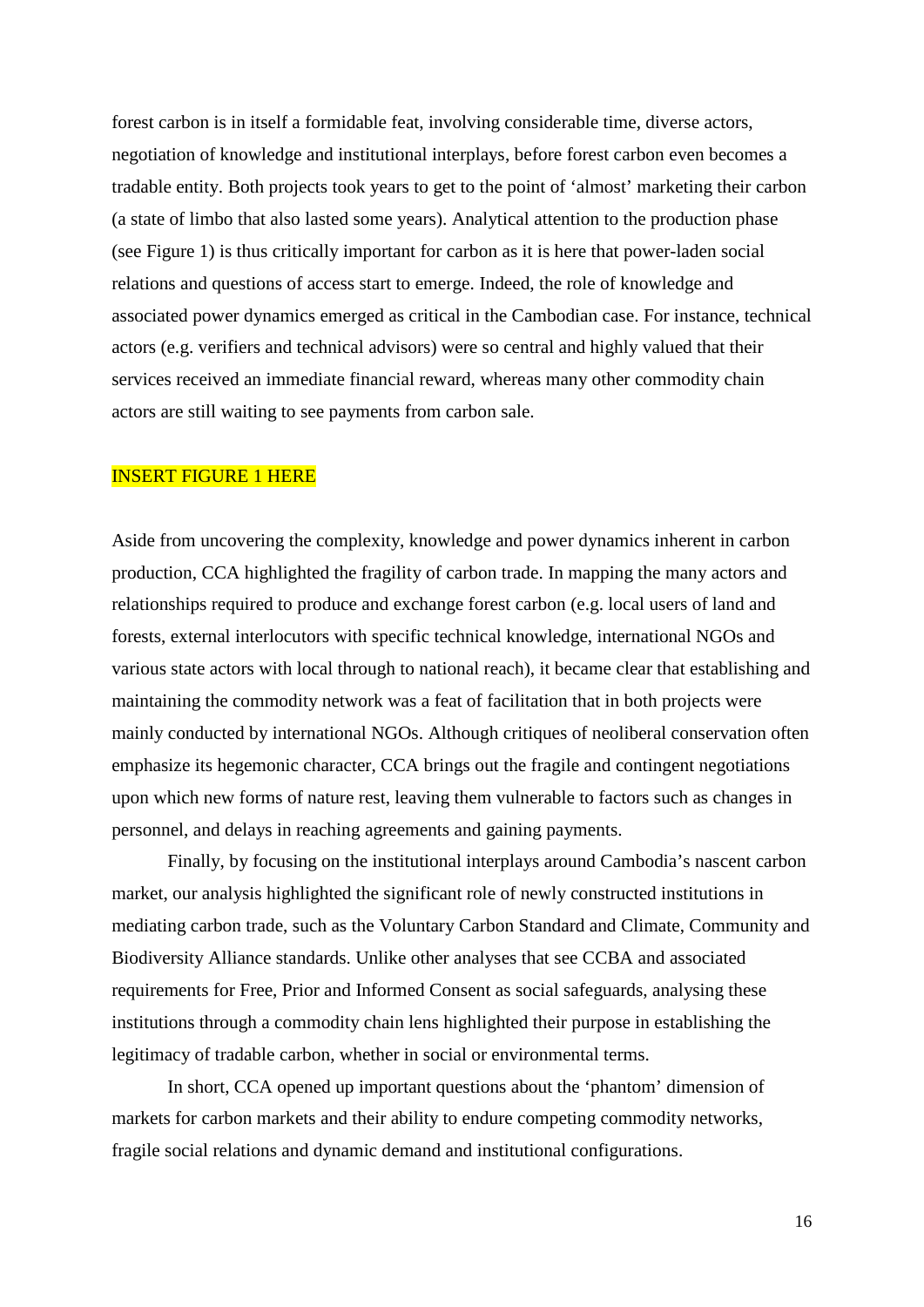forest carbon is in itself a formidable feat, involving considerable time, diverse actors, negotiation of knowledge and institutional interplays, before forest carbon even becomes a tradable entity. Both projects took years to get to the point of 'almost' marketing their carbon (a state of limbo that also lasted some years). Analytical attention to the production phase (see Figure 1) is thus critically important for carbon as it is here that power-laden social relations and questions of access start to emerge. Indeed, the role of knowledge and associated power dynamics emerged as critical in the Cambodian case. For instance, technical actors (e.g. verifiers and technical advisors) were so central and highly valued that their services received an immediate financial reward, whereas many other commodity chain actors are still waiting to see payments from carbon sale.

INSERT FIGURE 1 HERE

Aside from uncovering the complexity, knowledge and power dynamics inherent in carbon production, CCA highlighted the fragility of carbon trade. In mapping the many actors and relationships required to produce and exchange forest carbon (e.g. local users of land and forests, external interlocutors with specific technical knowledge, international NGOs and various state actors with local through to national reach), it became clear that establishing and maintaining the commodity network was a feat of facilitation that in both projects were mainly conducted by international NGOs. Although critiques of neoliberal conservation often emphasize its hegemonic character, CCA brings out the fragile and contingent negotiations upon which new forms of nature rest, leaving them vulnerable to factors such as changes in personnel, and delays in reaching agreements and gaining payments.

Finally, by focusing on the institutional interplays around Cambodia's nascent carbon market, our analysis highlighted the significant role of newly constructed institutions in mediating carbon trade, such as the Voluntary Carbon Standard and Climate, Community and Biodiversity Alliance standards. Unlike other analyses that see CCBA and associated requirements for Free, Prior and Informed Consent as social safeguards, analysing these institutions through a commodity chain lens highlighted their purpose in establishing the legitimacy of tradable carbon, whether in social or environmental terms.

In short, CCA opened up important questions about the 'phantom' dimension of markets for carbon markets and their ability to endure competing commodity networks, fragile social relations and dynamic demand and institutional configurations.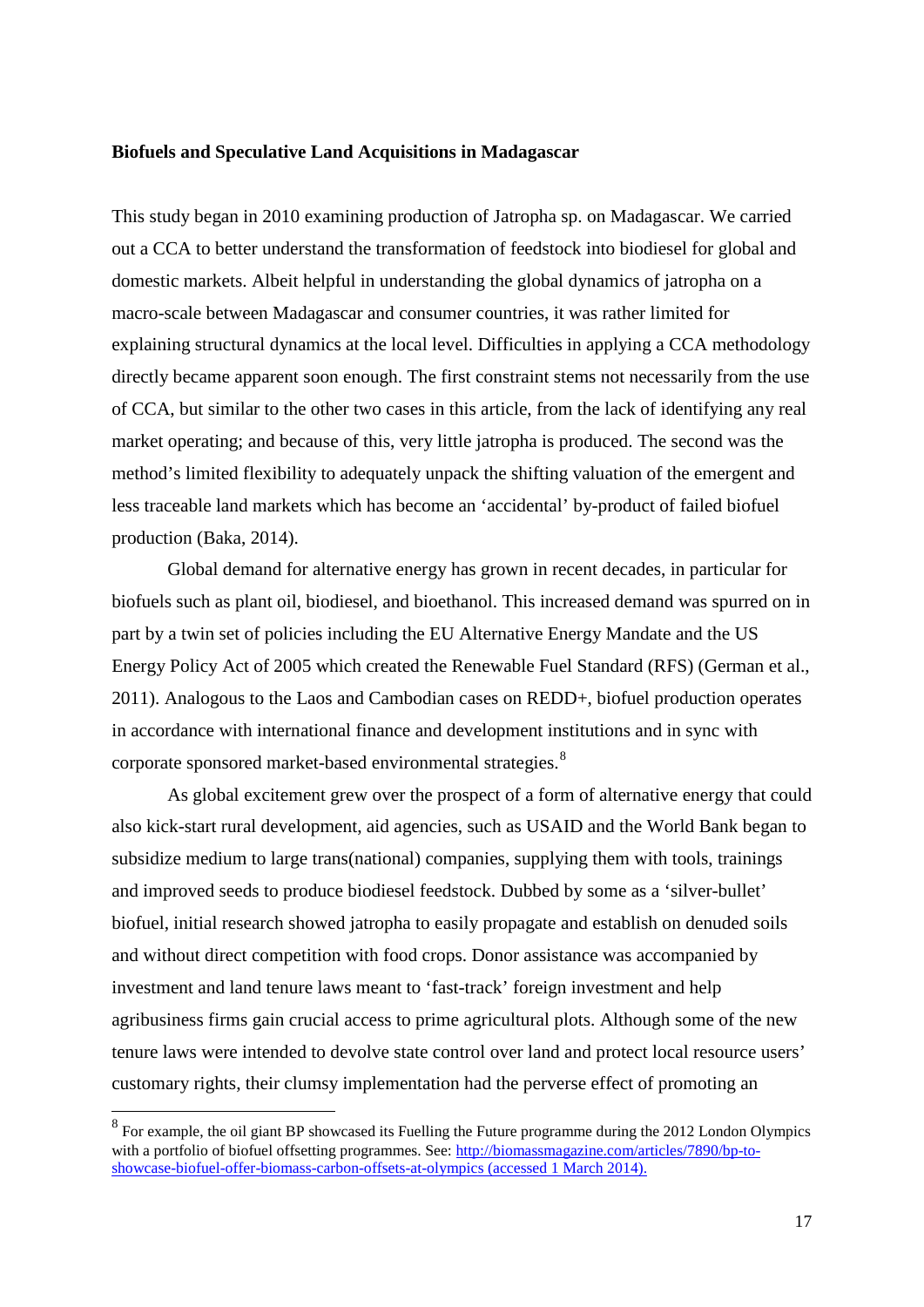**Biofuels and Speculative Land Acquisitions in Madagascar**

This study began in 2010 examining production of Jatropha sp. on Madagascar. We carried out a CCA to better understand the transformation of feedstock into biodiesel for global and domestic markets. Albeit helpful in understanding the global dynamics of jatropha on a macro-scale between Madagascar and consumer countries, it was rather limited for explaining structural dynamics at the local level. Difficulties in applying a CCA methodology directly became apparent soon enough. The first constraint stems not necessarily from the use of CCA, but similar to the other two cases in this article, from the lack of identifying any real market operating; and because of this, very little jatropha is produced. The second was the method's limited flexibility to adequately unpack the shifting valuation of the emergent and less traceable land markets which has become an 'accidental' by-product of failed biofuel production (Baka, 2014).

Global demand for alternative energy has grown in recent decades, in particular for biofuels such as plant oil, biodiesel, and bioethanol. This increased demand was spurred on in part by a twin set of policies including the EU Alternative Energy Mandate and the US Energy Policy Act of 2005 which created the Renewable Fuel Standard (RFS) (German et al., 2011). Analogous to the Laos and Cambodian cases on REDD+, biofuel production operates in accordance with international finance and development institutions and in sync with corporate sponsored market-based environmental strategies.[8]

As global excitement grew over the prospect of a form of alternative energy that could also kick-start rural development, aid agencies, such as USAID and the World Bank began to subsidize medium to large trans(national) companies, supplying them with tools, trainings and improved seeds to produce biodiesel feedstock. Dubbed by some as a 'silver-bullet' biofuel, initial research showed jatropha to easily propagate and establish on denuded soils and without direct competition with food crops. Donor assistance was accompanied by investment and land tenure laws meant to 'fast-track' foreign investment and help agribusiness firms gain crucial access to prime agricultural plots. Although some of the new tenure laws were intended to devolve state control over land and protect local resource users' customary rights, their clumsy implementation had the perverse effect of promoting an

---

[8] For example, the oil giant BP showcased its Fuelling the Future programme during the 2012 London Olympics with a portfolio of biofuel offsetting programmes. See: http://biomassmagazine.com/articles/7890/bp-to-showcase-biofuel-offer-biomass-carbon-offsets-at-olympics (accessed 1 March 2014).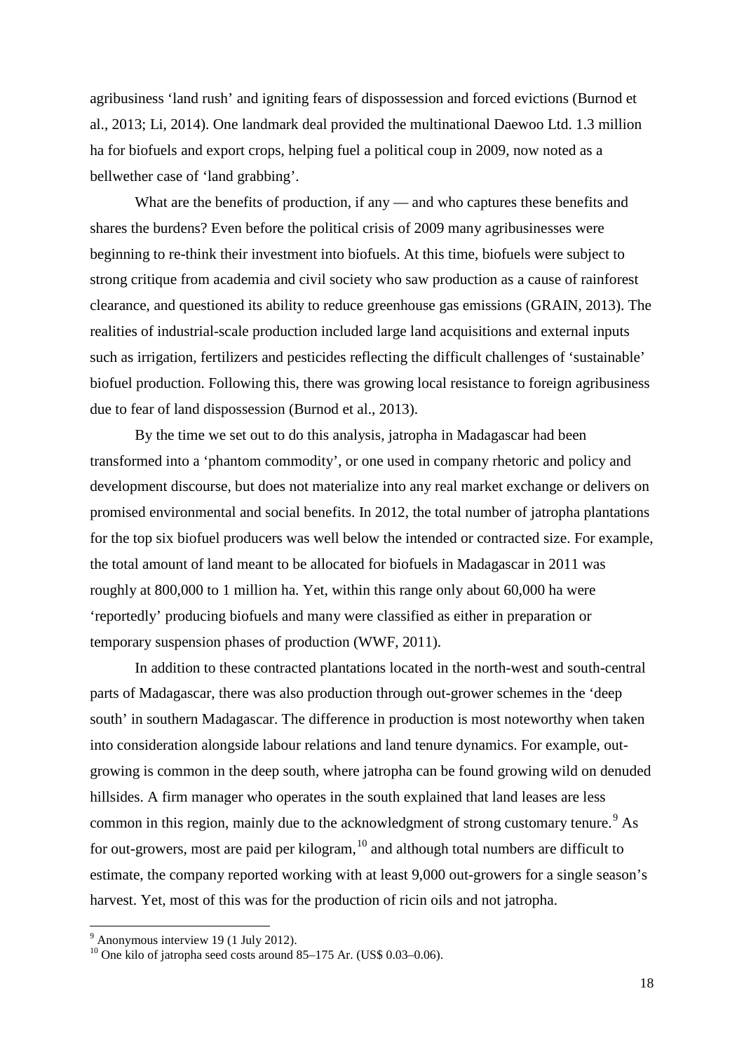agribusiness 'land rush' and igniting fears of dispossession and forced evictions (Burnod et al., 2013; Li, 2014). One landmark deal provided the multinational Daewoo Ltd. 1.3 million ha for biofuels and export crops, helping fuel a political coup in 2009, now noted as a bellwether case of 'land grabbing'.

What are the benefits of production, if any — and who captures these benefits and shares the burdens? Even before the political crisis of 2009 many agribusinesses were beginning to re-think their investment into biofuels. At this time, biofuels were subject to strong critique from academia and civil society who saw production as a cause of rainforest clearance, and questioned its ability to reduce greenhouse gas emissions (GRAIN, 2013). The realities of industrial-scale production included large land acquisitions and external inputs such as irrigation, fertilizers and pesticides reflecting the difficult challenges of 'sustainable' biofuel production. Following this, there was growing local resistance to foreign agribusiness due to fear of land dispossession (Burnod et al., 2013).

By the time we set out to do this analysis, jatropha in Madagascar had been transformed into a 'phantom commodity', or one used in company rhetoric and policy and development discourse, but does not materialize into any real market exchange or delivers on promised environmental and social benefits. In 2012, the total number of jatropha plantations for the top six biofuel producers was well below the intended or contracted size. For example, the total amount of land meant to be allocated for biofuels in Madagascar in 2011 was roughly at 800,000 to 1 million ha. Yet, within this range only about 60,000 ha were 'reportedly' producing biofuels and many were classified as either in preparation or temporary suspension phases of production (WWF, 2011).

In addition to these contracted plantations located in the north-west and south-central parts of Madagascar, there was also production through out-grower schemes in the 'deep south' in southern Madagascar. The difference in production is most noteworthy when taken into consideration alongside labour relations and land tenure dynamics. For example, out-growing is common in the deep south, where jatropha can be found growing wild on denuded hillsides. A firm manager who operates in the south explained that land leases are less common in this region, mainly due to the acknowledgment of strong customary tenure.[9] As for out-growers, most are paid per kilogram,[10] and although total numbers are difficult to estimate, the company reported working with at least 9,000 out-growers for a single season's harvest. Yet, most of this was for the production of ricin oils and not jatropha.

[9] Anonymous interview 19 (1 July 2012).

[10] One kilo of jatropha seed costs around 85–175 Ar. (US$ 0.03–0.06).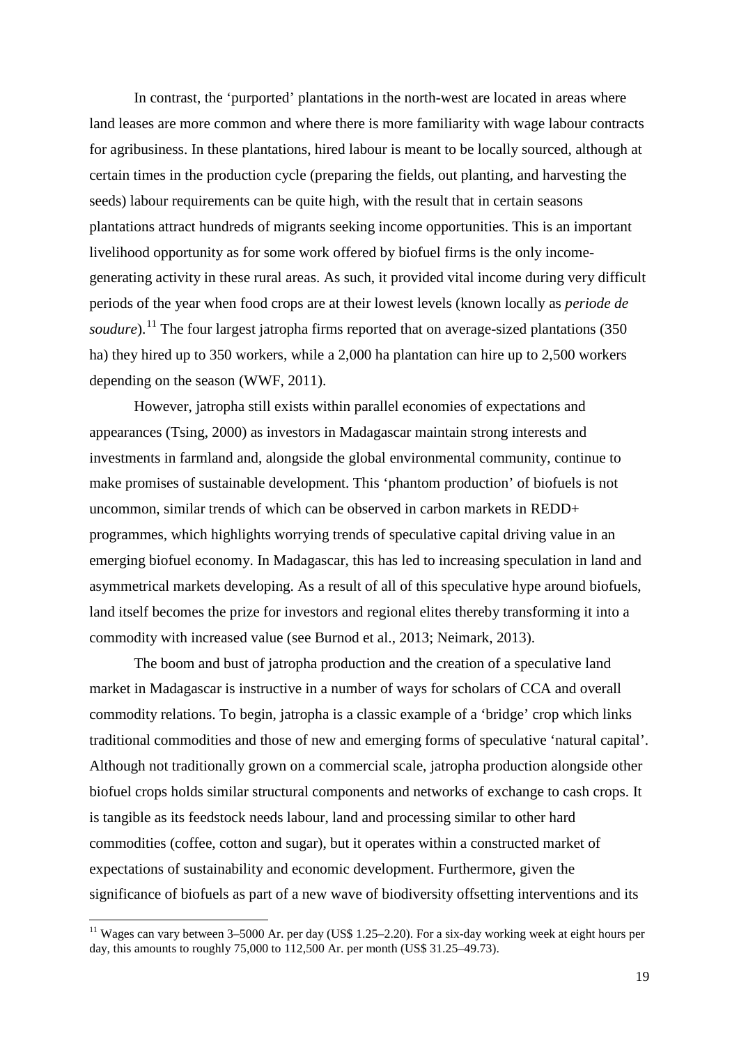In contrast, the 'purported' plantations in the north-west are located in areas where land leases are more common and where there is more familiarity with wage labour contracts for agribusiness. In these plantations, hired labour is meant to be locally sourced, although at certain times in the production cycle (preparing the fields, out planting, and harvesting the seeds) labour requirements can be quite high, with the result that in certain seasons plantations attract hundreds of migrants seeking income opportunities. This is an important livelihood opportunity as for some work offered by biofuel firms is the only income-generating activity in these rural areas. As such, it provided vital income during very difficult periods of the year when food crops are at their lowest levels (known locally as *periode de soudure*).[11] The four largest jatropha firms reported that on average-sized plantations (350 ha) they hired up to 350 workers, while a 2,000 ha plantation can hire up to 2,500 workers depending on the season (WWF, 2011).

However, jatropha still exists within parallel economies of expectations and appearances (Tsing, 2000) as investors in Madagascar maintain strong interests and investments in farmland and, alongside the global environmental community, continue to make promises of sustainable development. This 'phantom production' of biofuels is not uncommon, similar trends of which can be observed in carbon markets in REDD+ programmes, which highlights worrying trends of speculative capital driving value in an emerging biofuel economy. In Madagascar, this has led to increasing speculation in land and asymmetrical markets developing. As a result of all of this speculative hype around biofuels, land itself becomes the prize for investors and regional elites thereby transforming it into a commodity with increased value (see Burnod et al., 2013; Neimark, 2013).

The boom and bust of jatropha production and the creation of a speculative land market in Madagascar is instructive in a number of ways for scholars of CCA and overall commodity relations. To begin, jatropha is a classic example of a 'bridge' crop which links traditional commodities and those of new and emerging forms of speculative 'natural capital'. Although not traditionally grown on a commercial scale, jatropha production alongside other biofuel crops holds similar structural components and networks of exchange to cash crops. It is tangible as its feedstock needs labour, land and processing similar to other hard commodities (coffee, cotton and sugar), but it operates within a constructed market of expectations of sustainability and economic development. Furthermore, given the significance of biofuels as part of a new wave of biodiversity offsetting interventions and its

[11] Wages can vary between 3–5000 Ar. per day (US$ 1.25–2.20). For a six-day working week at eight hours per day, this amounts to roughly 75,000 to 112,500 Ar. per month (US$ 31.25–49.73).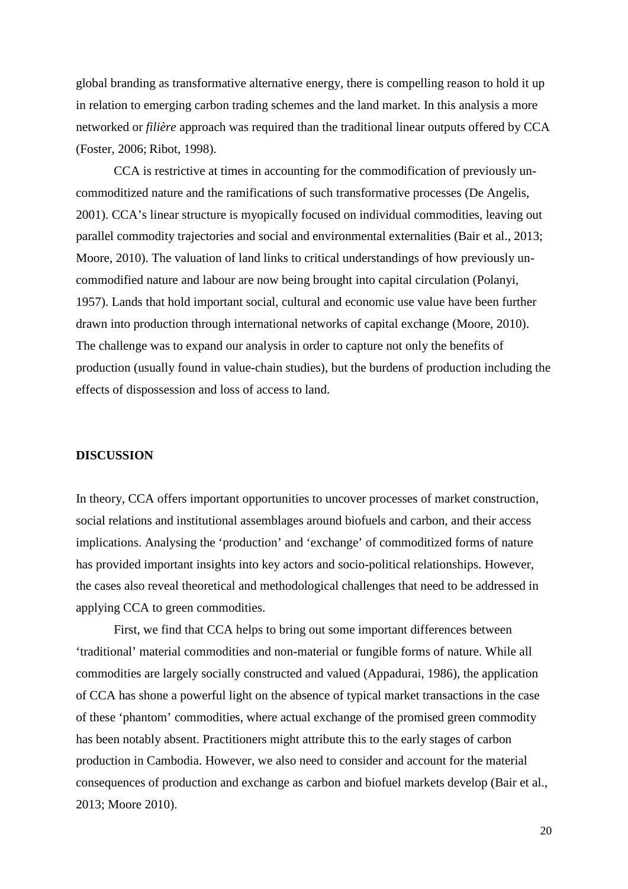global branding as transformative alternative energy, there is compelling reason to hold it up in relation to emerging carbon trading schemes and the land market. In this analysis a more networked or *filière* approach was required than the traditional linear outputs offered by CCA (Foster, 2006; Ribot, 1998).

CCA is restrictive at times in accounting for the commodification of previously un-commoditized nature and the ramifications of such transformative processes (De Angelis, 2001). CCA's linear structure is myopically focused on individual commodities, leaving out parallel commodity trajectories and social and environmental externalities (Bair et al., 2013; Moore, 2010). The valuation of land links to critical understandings of how previously un-commodified nature and labour are now being brought into capital circulation (Polanyi, 1957). Lands that hold important social, cultural and economic use value have been further drawn into production through international networks of capital exchange (Moore, 2010). The challenge was to expand our analysis in order to capture not only the benefits of production (usually found in value-chain studies), but the burdens of production including the effects of dispossession and loss of access to land.

## DISCUSSION

In theory, CCA offers important opportunities to uncover processes of market construction, social relations and institutional assemblages around biofuels and carbon, and their access implications. Analysing the 'production' and 'exchange' of commoditized forms of nature has provided important insights into key actors and socio-political relationships. However, the cases also reveal theoretical and methodological challenges that need to be addressed in applying CCA to green commodities.

First, we find that CCA helps to bring out some important differences between 'traditional' material commodities and non-material or fungible forms of nature. While all commodities are largely socially constructed and valued (Appadurai, 1986), the application of CCA has shone a powerful light on the absence of typical market transactions in the case of these 'phantom' commodities, where actual exchange of the promised green commodity has been notably absent. Practitioners might attribute this to the early stages of carbon production in Cambodia. However, we also need to consider and account for the material consequences of production and exchange as carbon and biofuel markets develop (Bair et al., 2013; Moore 2010).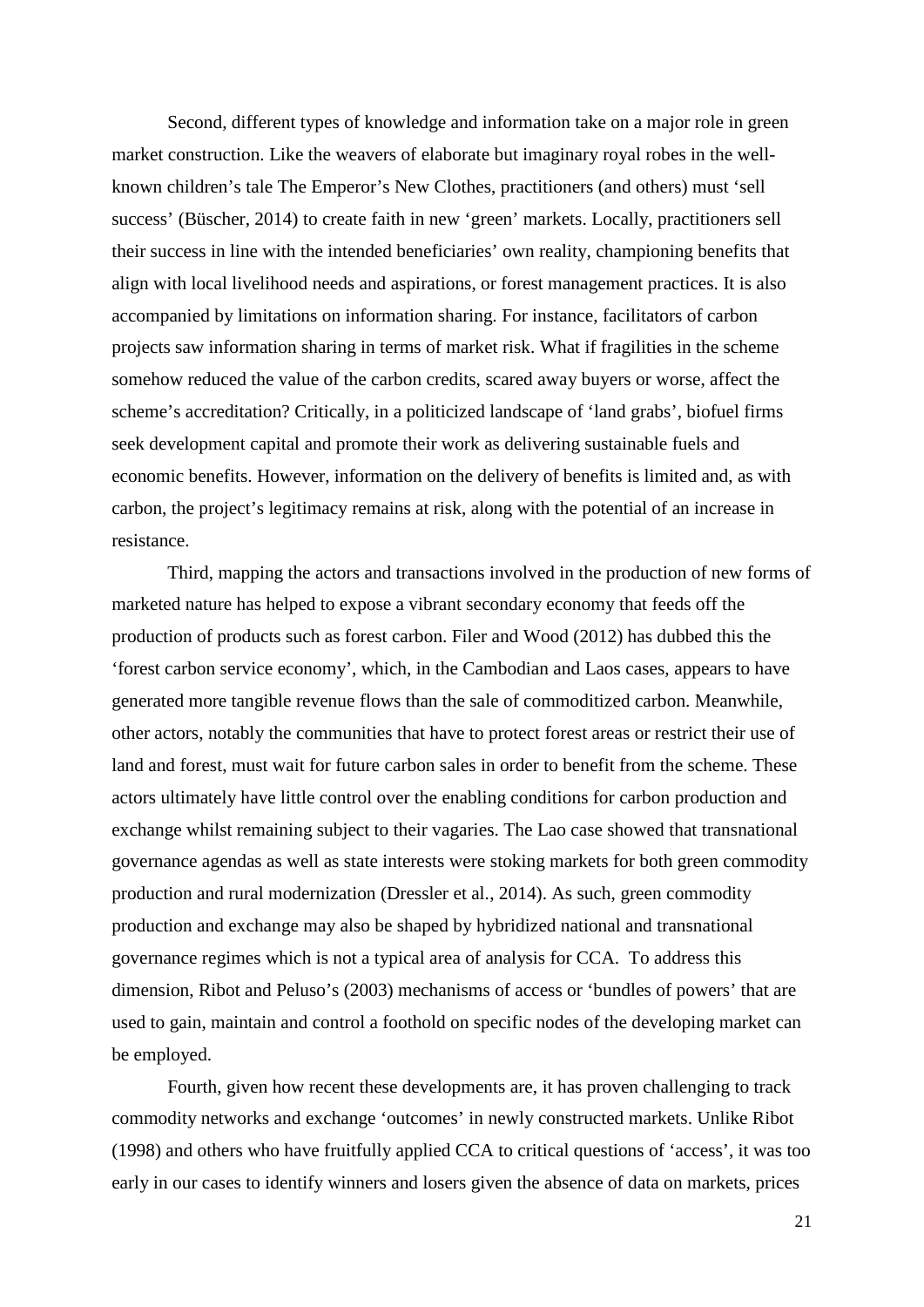Second, different types of knowledge and information take on a major role in green market construction. Like the weavers of elaborate but imaginary royal robes in the well-known children's tale The Emperor's New Clothes, practitioners (and others) must 'sell success' (Büscher, 2014) to create faith in new 'green' markets. Locally, practitioners sell their success in line with the intended beneficiaries' own reality, championing benefits that align with local livelihood needs and aspirations, or forest management practices. It is also accompanied by limitations on information sharing. For instance, facilitators of carbon projects saw information sharing in terms of market risk. What if fragilities in the scheme somehow reduced the value of the carbon credits, scared away buyers or worse, affect the scheme's accreditation? Critically, in a politicized landscape of 'land grabs', biofuel firms seek development capital and promote their work as delivering sustainable fuels and economic benefits. However, information on the delivery of benefits is limited and, as with carbon, the project's legitimacy remains at risk, along with the potential of an increase in resistance.

Third, mapping the actors and transactions involved in the production of new forms of marketed nature has helped to expose a vibrant secondary economy that feeds off the production of products such as forest carbon. Filer and Wood (2012) has dubbed this the 'forest carbon service economy', which, in the Cambodian and Laos cases, appears to have generated more tangible revenue flows than the sale of commoditized carbon. Meanwhile, other actors, notably the communities that have to protect forest areas or restrict their use of land and forest, must wait for future carbon sales in order to benefit from the scheme. These actors ultimately have little control over the enabling conditions for carbon production and exchange whilst remaining subject to their vagaries. The Lao case showed that transnational governance agendas as well as state interests were stoking markets for both green commodity production and rural modernization (Dressler et al., 2014). As such, green commodity production and exchange may also be shaped by hybridized national and transnational governance regimes which is not a typical area of analysis for CCA. To address this dimension, Ribot and Peluso's (2003) mechanisms of access or 'bundles of powers' that are used to gain, maintain and control a foothold on specific nodes of the developing market can be employed.

Fourth, given how recent these developments are, it has proven challenging to track commodity networks and exchange 'outcomes' in newly constructed markets. Unlike Ribot (1998) and others who have fruitfully applied CCA to critical questions of 'access', it was too early in our cases to identify winners and losers given the absence of data on markets, prices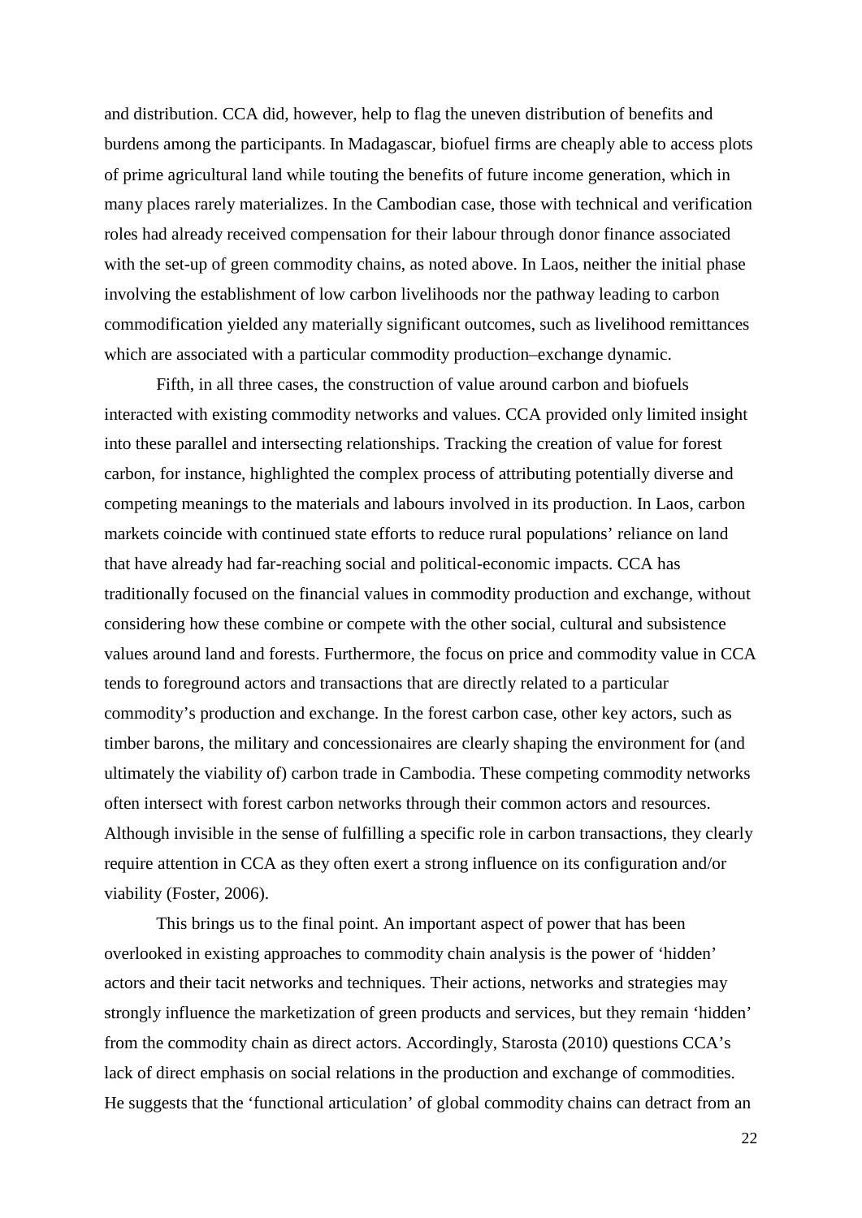and distribution. CCA did, however, help to flag the uneven distribution of benefits and burdens among the participants. In Madagascar, biofuel firms are cheaply able to access plots of prime agricultural land while touting the benefits of future income generation, which in many places rarely materializes. In the Cambodian case, those with technical and verification roles had already received compensation for their labour through donor finance associated with the set-up of green commodity chains, as noted above. In Laos, neither the initial phase involving the establishment of low carbon livelihoods nor the pathway leading to carbon commodification yielded any materially significant outcomes, such as livelihood remittances which are associated with a particular commodity production–exchange dynamic.

Fifth, in all three cases, the construction of value around carbon and biofuels interacted with existing commodity networks and values. CCA provided only limited insight into these parallel and intersecting relationships. Tracking the creation of value for forest carbon, for instance, highlighted the complex process of attributing potentially diverse and competing meanings to the materials and labours involved in its production. In Laos, carbon markets coincide with continued state efforts to reduce rural populations' reliance on land that have already had far-reaching social and political-economic impacts. CCA has traditionally focused on the financial values in commodity production and exchange, without considering how these combine or compete with the other social, cultural and subsistence values around land and forests. Furthermore, the focus on price and commodity value in CCA tends to foreground actors and transactions that are directly related to a particular commodity's production and exchange. In the forest carbon case, other key actors, such as timber barons, the military and concessionaires are clearly shaping the environment for (and ultimately the viability of) carbon trade in Cambodia. These competing commodity networks often intersect with forest carbon networks through their common actors and resources. Although invisible in the sense of fulfilling a specific role in carbon transactions, they clearly require attention in CCA as they often exert a strong influence on its configuration and/or viability (Foster, 2006).

This brings us to the final point. An important aspect of power that has been overlooked in existing approaches to commodity chain analysis is the power of 'hidden' actors and their tacit networks and techniques. Their actions, networks and strategies may strongly influence the marketization of green products and services, but they remain 'hidden' from the commodity chain as direct actors. Accordingly, Starosta (2010) questions CCA's lack of direct emphasis on social relations in the production and exchange of commodities. He suggests that the 'functional articulation' of global commodity chains can detract from an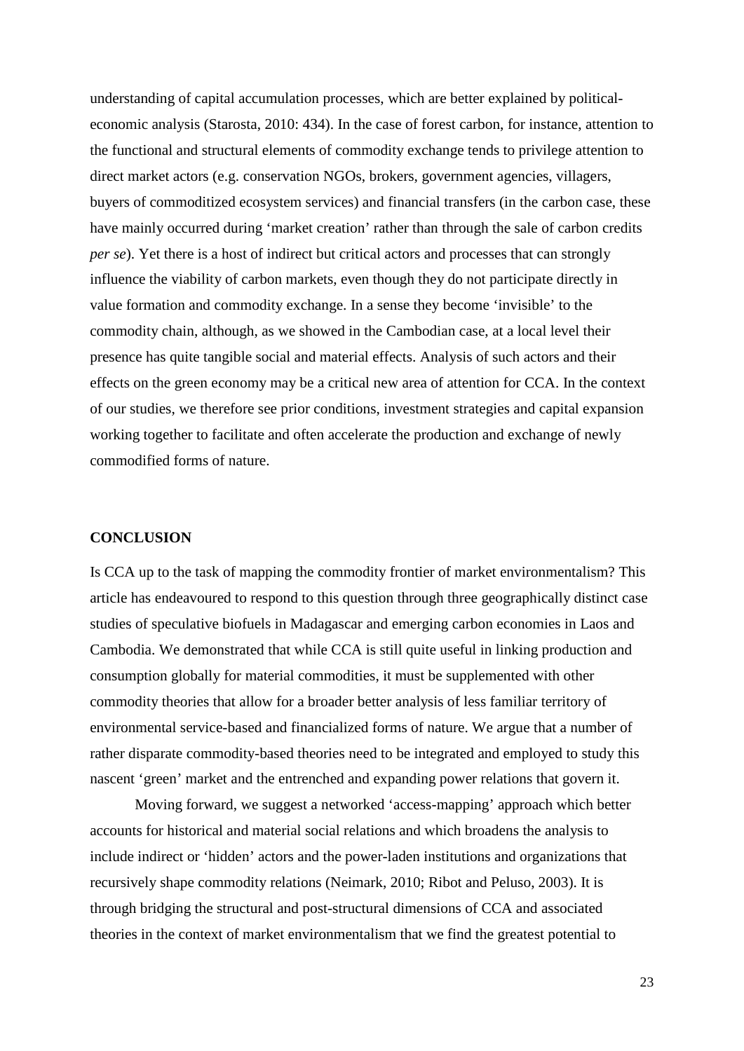understanding of capital accumulation processes, which are better explained by political-economic analysis (Starosta, 2010: 434). In the case of forest carbon, for instance, attention to the functional and structural elements of commodity exchange tends to privilege attention to direct market actors (e.g. conservation NGOs, brokers, government agencies, villagers, buyers of commoditized ecosystem services) and financial transfers (in the carbon case, these have mainly occurred during 'market creation' rather than through the sale of carbon credits *per se*). Yet there is a host of indirect but critical actors and processes that can strongly influence the viability of carbon markets, even though they do not participate directly in value formation and commodity exchange. In a sense they become 'invisible' to the commodity chain, although, as we showed in the Cambodian case, at a local level their presence has quite tangible social and material effects. Analysis of such actors and their effects on the green economy may be a critical new area of attention for CCA. In the context of our studies, we therefore see prior conditions, investment strategies and capital expansion working together to facilitate and often accelerate the production and exchange of newly commodified forms of nature.

## CONCLUSION

Is CCA up to the task of mapping the commodity frontier of market environmentalism? This article has endeavoured to respond to this question through three geographically distinct case studies of speculative biofuels in Madagascar and emerging carbon economies in Laos and Cambodia. We demonstrated that while CCA is still quite useful in linking production and consumption globally for material commodities, it must be supplemented with other commodity theories that allow for a broader better analysis of less familiar territory of environmental service-based and financialized forms of nature. We argue that a number of rather disparate commodity-based theories need to be integrated and employed to study this nascent 'green' market and the entrenched and expanding power relations that govern it.

Moving forward, we suggest a networked 'access-mapping' approach which better accounts for historical and material social relations and which broadens the analysis to include indirect or 'hidden' actors and the power-laden institutions and organizations that recursively shape commodity relations (Neimark, 2010; Ribot and Peluso, 2003). It is through bridging the structural and post-structural dimensions of CCA and associated theories in the context of market environmentalism that we find the greatest potential to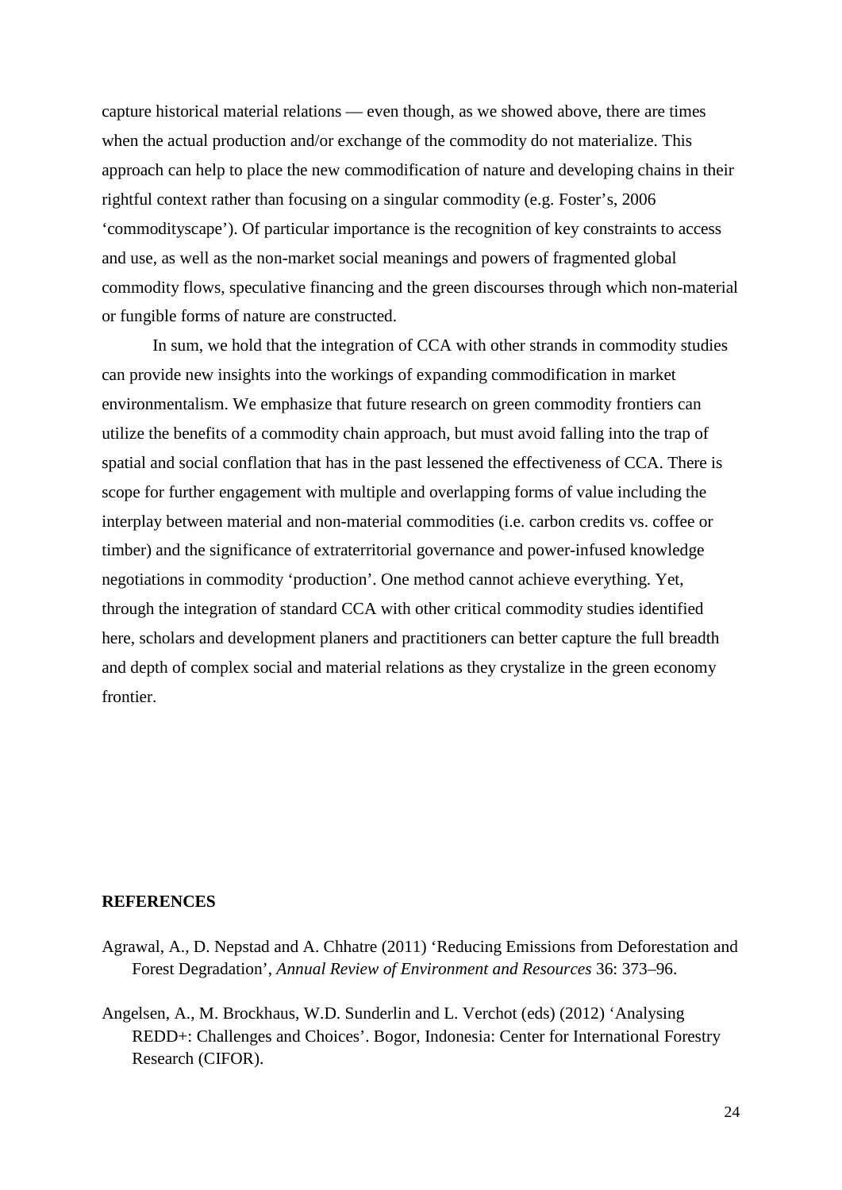capture historical material relations — even though, as we showed above, there are times when the actual production and/or exchange of the commodity do not materialize. This approach can help to place the new commodification of nature and developing chains in their rightful context rather than focusing on a singular commodity (e.g. Foster's, 2006 'commodityscape'). Of particular importance is the recognition of key constraints to access and use, as well as the non-market social meanings and powers of fragmented global commodity flows, speculative financing and the green discourses through which non-material or fungible forms of nature are constructed.

In sum, we hold that the integration of CCA with other strands in commodity studies can provide new insights into the workings of expanding commodification in market environmentalism. We emphasize that future research on green commodity frontiers can utilize the benefits of a commodity chain approach, but must avoid falling into the trap of spatial and social conflation that has in the past lessened the effectiveness of CCA. There is scope for further engagement with multiple and overlapping forms of value including the interplay between material and non-material commodities (i.e. carbon credits vs. coffee or timber) and the significance of extraterritorial governance and power-infused knowledge negotiations in commodity 'production'. One method cannot achieve everything. Yet, through the integration of standard CCA with other critical commodity studies identified here, scholars and development planers and practitioners can better capture the full breadth and depth of complex social and material relations as they crystalize in the green economy frontier.

## REFERENCES

Agrawal, A., D. Nepstad and A. Chhatre (2011) 'Reducing Emissions from Deforestation and Forest Degradation', *Annual Review of Environment and Resources* 36: 373–96.

Angelsen, A., M. Brockhaus, W.D. Sunderlin and L. Verchot (eds) (2012) 'Analysing REDD+: Challenges and Choices'. Bogor, Indonesia: Center for International Forestry Research (CIFOR).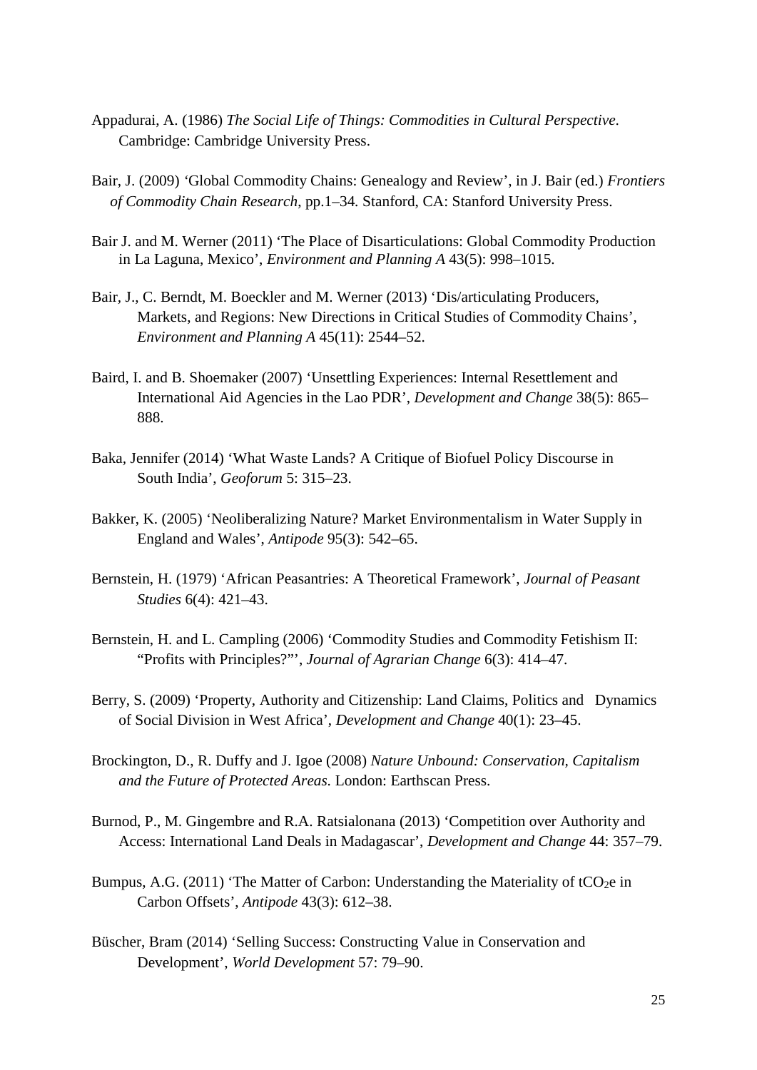Appadurai, A. (1986) *The Social Life of Things: Commodities in Cultural Perspective*. Cambridge: Cambridge University Press.

Bair, J. (2009) 'Global Commodity Chains: Genealogy and Review', in J. Bair (ed.) *Frontiers of Commodity Chain Research*, pp.1–34. Stanford, CA: Stanford University Press.

Bair J. and M. Werner (2011) 'The Place of Disarticulations: Global Commodity Production in La Laguna, Mexico', *Environment and Planning A* 43(5): 998–1015.

Bair, J., C. Berndt, M. Boeckler and M. Werner (2013) 'Dis/articulating Producers, Markets, and Regions: New Directions in Critical Studies of Commodity Chains', *Environment and Planning A* 45(11): 2544–52.

Baird, I. and B. Shoemaker (2007) 'Unsettling Experiences: Internal Resettlement and International Aid Agencies in the Lao PDR', *Development and Change* 38(5): 865–888.

Baka, Jennifer (2014) 'What Waste Lands? A Critique of Biofuel Policy Discourse in South India', *Geoforum* 5: 315–23.

Bakker, K. (2005) 'Neoliberalizing Nature? Market Environmentalism in Water Supply in England and Wales', *Antipode* 95(3): 542–65.

Bernstein, H. (1979) 'African Peasantries: A Theoretical Framework', *Journal of Peasant Studies* 6(4): 421–43.

Bernstein, H. and L. Campling (2006) 'Commodity Studies and Commodity Fetishism II: "Profits with Principles?"', *Journal of Agrarian Change* 6(3): 414–47.

Berry, S. (2009) 'Property, Authority and Citizenship: Land Claims, Politics and Dynamics of Social Division in West Africa', *Development and Change* 40(1): 23–45.

Brockington, D., R. Duffy and J. Igoe (2008) *Nature Unbound: Conservation, Capitalism and the Future of Protected Areas.* London: Earthscan Press.

Burnod, P., M. Gingembre and R.A. Ratsialonana (2013) 'Competition over Authority and Access: International Land Deals in Madagascar', *Development and Change* 44: 357–79.

Bumpus, A.G. (2011) 'The Matter of Carbon: Understanding the Materiality of $tCO_2e$ in Carbon Offsets', *Antipode* 43(3): 612–38.

Büscher, Bram (2014) 'Selling Success: Constructing Value in Conservation and Development', *World Development* 57: 79–90.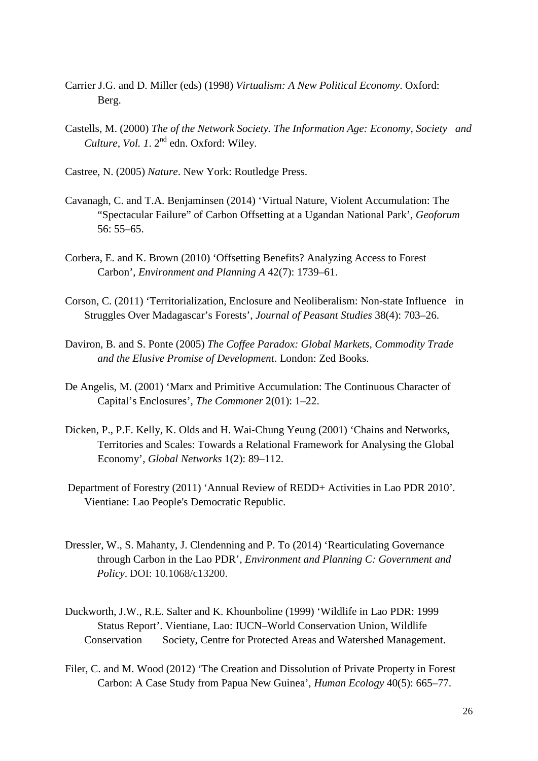Carrier J.G. and D. Miller (eds) (1998) *Virtualism: A New Political Economy*. Oxford: Berg.

Castells, M. (2000) *The of the Network Society. The Information Age: Economy, Society and Culture, Vol. 1*. 2nd edn. Oxford: Wiley.

Castree, N. (2005) *Nature*. New York: Routledge Press.

Cavanagh, C. and T.A. Benjaminsen (2014) 'Virtual Nature, Violent Accumulation: The "Spectacular Failure" of Carbon Offsetting at a Ugandan National Park', *Geoforum* 56: 55–65.

Corbera, E. and K. Brown (2010) 'Offsetting Benefits? Analyzing Access to Forest Carbon', *Environment and Planning A* 42(7): 1739–61.

Corson, C. (2011) 'Territorialization, Enclosure and Neoliberalism: Non-state Influence in Struggles Over Madagascar's Forests', *Journal of Peasant Studies* 38(4): 703–26.

Daviron, B. and S. Ponte (2005) *The Coffee Paradox: Global Markets, Commodity Trade and the Elusive Promise of Development*. London: Zed Books.

De Angelis, M. (2001) 'Marx and Primitive Accumulation: The Continuous Character of Capital's Enclosures', *The Commoner* 2(01): 1–22.

Dicken, P., P.F. Kelly, K. Olds and H. Wai-Chung Yeung (2001) 'Chains and Networks, Territories and Scales: Towards a Relational Framework for Analysing the Global Economy', *Global Networks* 1(2): 89–112.

Department of Forestry (2011) 'Annual Review of REDD+ Activities in Lao PDR 2010'. Vientiane: Lao People's Democratic Republic.

Dressler, W., S. Mahanty, J. Clendenning and P. To (2014) 'Rearticulating Governance through Carbon in the Lao PDR', *Environment and Planning C: Government and Policy*. DOI: 10.1068/c13200.

Duckworth, J.W., R.E. Salter and K. Khounboline (1999) 'Wildlife in Lao PDR: 1999 Status Report'. Vientiane, Lao: IUCN–World Conservation Union, Wildlife Conservation Society, Centre for Protected Areas and Watershed Management.

Filer, C. and M. Wood (2012) 'The Creation and Dissolution of Private Property in Forest Carbon: A Case Study from Papua New Guinea', *Human Ecology* 40(5): 665–77.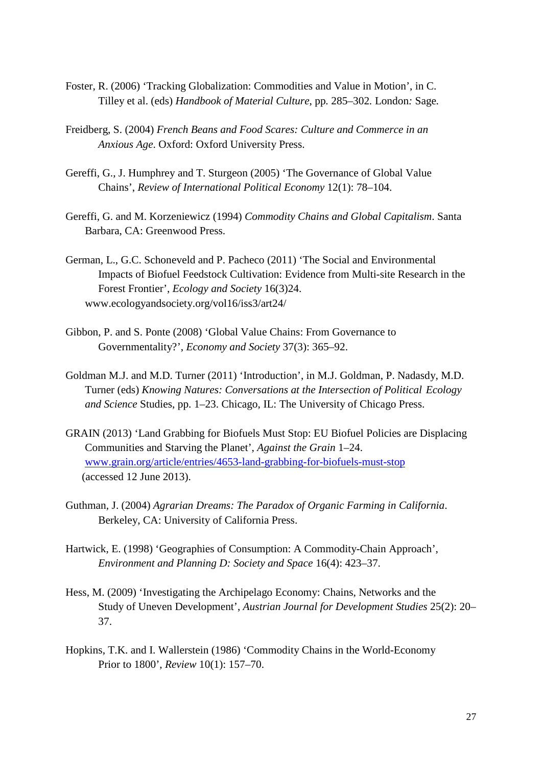Foster, R. (2006) 'Tracking Globalization: Commodities and Value in Motion', in C. Tilley et al. (eds) *Handbook of Material Culture*, pp. 285–302. London*:* Sage.

Freidberg, S. (2004) *French Beans and Food Scares: Culture and Commerce in an Anxious Age*. Oxford: Oxford University Press.

Gereffi, G., J. Humphrey and T. Sturgeon (2005) 'The Governance of Global Value Chains', *Review of International Political Economy* 12(1): 78–104.

Gereffi, G. and M. Korzeniewicz (1994) *Commodity Chains and Global Capitalism*. Santa Barbara, CA: Greenwood Press.

German, L., G.C. Schoneveld and P. Pacheco (2011) 'The Social and Environmental Impacts of Biofuel Feedstock Cultivation: Evidence from Multi-site Research in the Forest Frontier', *Ecology and Society* 16(3)24. www.ecologyandsociety.org/vol16/iss3/art24/

Gibbon, P. and S. Ponte (2008) 'Global Value Chains: From Governance to Governmentality?', *Economy and Society* 37(3): 365–92.

Goldman M.J. and M.D. Turner (2011) 'Introduction', in M.J. Goldman, P. Nadasdy, M.D. Turner (eds) *Knowing Natures: Conversations at the Intersection of Political Ecology and Science* Studies, pp. 1–23. Chicago, IL: The University of Chicago Press.

GRAIN (2013) 'Land Grabbing for Biofuels Must Stop: EU Biofuel Policies are Displacing Communities and Starving the Planet', *Against the Grain* 1–24. www.grain.org/article/entries/4653-land-grabbing-for-biofuels-must-stop (accessed 12 June 2013).

Guthman, J. (2004) *Agrarian Dreams: The Paradox of Organic Farming in California*. Berkeley, CA: University of California Press.

Hartwick, E. (1998) 'Geographies of Consumption: A Commodity-Chain Approach', *Environment and Planning D: Society and Space* 16(4): 423–37.

Hess, M. (2009) 'Investigating the Archipelago Economy: Chains, Networks and the Study of Uneven Development', *Austrian Journal for Development Studies* 25(2): 20–37.

Hopkins, T.K. and I. Wallerstein (1986) 'Commodity Chains in the World-Economy Prior to 1800', *Review* 10(1): 157–70.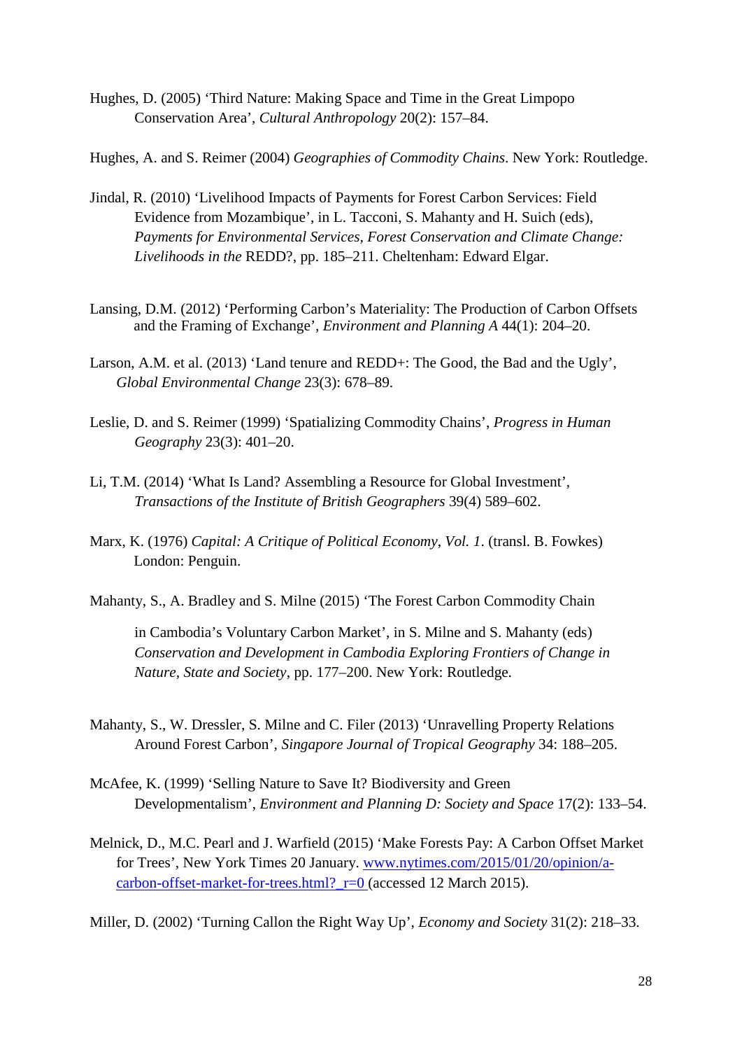Hughes, D. (2005) 'Third Nature: Making Space and Time in the Great Limpopo Conservation Area', *Cultural Anthropology* 20(2): 157–84.

Hughes, A. and S. Reimer (2004) *Geographies of Commodity Chains*. New York: Routledge.

Jindal, R. (2010) 'Livelihood Impacts of Payments for Forest Carbon Services: Field Evidence from Mozambique', in L. Tacconi, S. Mahanty and H. Suich (eds), *Payments for Environmental Services, Forest Conservation and Climate Change: Livelihoods in the* REDD?, pp. 185–211. Cheltenham: Edward Elgar.

Lansing, D.M. (2012) 'Performing Carbon's Materiality: The Production of Carbon Offsets and the Framing of Exchange', *Environment and Planning A* 44(1): 204–20.

Larson, A.M. et al. (2013) 'Land tenure and REDD+: The Good, the Bad and the Ugly', *Global Environmental Change* 23(3): 678–89.

Leslie, D. and S. Reimer (1999) 'Spatializing Commodity Chains', *Progress in Human Geography* 23(3): 401–20.

Li, T.M. (2014) 'What Is Land? Assembling a Resource for Global Investment', *Transactions of the Institute of British Geographers* 39(4) 589–602.

Marx, K. (1976) *Capital: A Critique of Political Economy, Vol. 1*. (transl. B. Fowkes) London: Penguin.

Mahanty, S., A. Bradley and S. Milne (2015) 'The Forest Carbon Commodity Chain in Cambodia's Voluntary Carbon Market', in S. Milne and S. Mahanty (eds) *Conservation and Development in Cambodia Exploring Frontiers of Change in Nature, State and Society*, pp. 177–200. New York: Routledge.

Mahanty, S., W. Dressler, S. Milne and C. Filer (2013) 'Unravelling Property Relations Around Forest Carbon', *Singapore Journal of Tropical Geography* 34: 188–205.

McAfee, K. (1999) 'Selling Nature to Save It? Biodiversity and Green Developmentalism', *Environment and Planning D: Society and Space* 17(2): 133–54.

Melnick, D., M.C. Pearl and J. Warfield (2015) 'Make Forests Pay: A Carbon Offset Market for Trees', New York Times 20 January. www.nytimes.com/2015/01/20/opinion/a-carbon-offset-market-for-trees.html?_r=0 (accessed 12 March 2015).

Miller, D. (2002) 'Turning Callon the Right Way Up', *Economy and Society* 31(2): 218–33.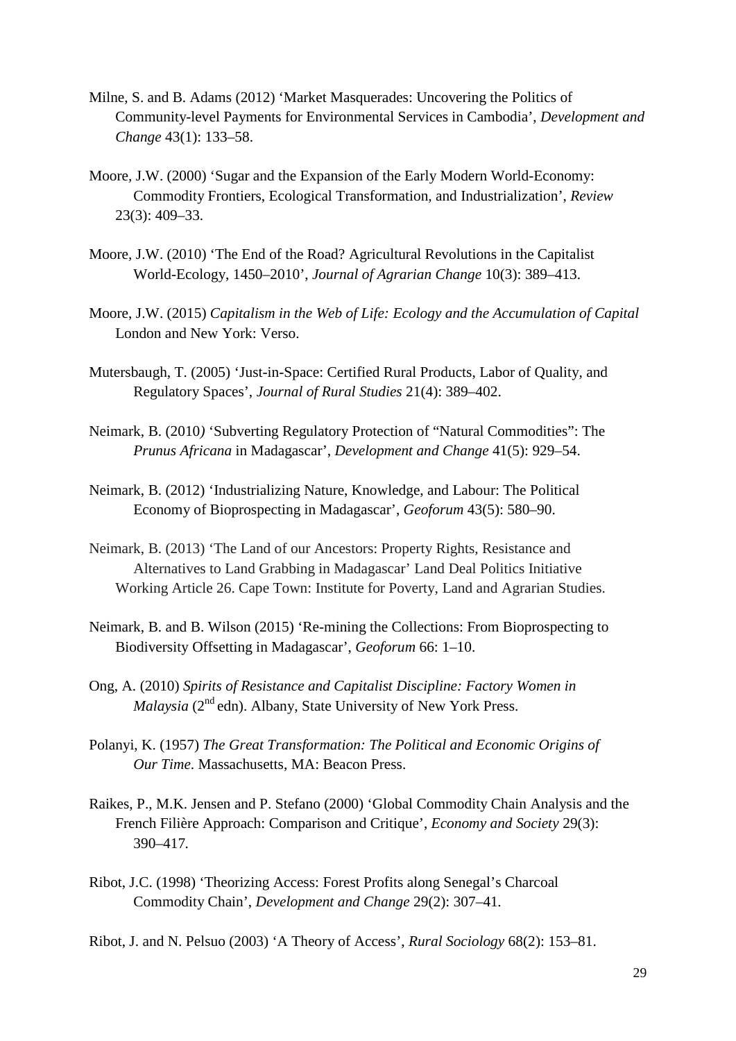Milne, S. and B. Adams (2012) 'Market Masquerades: Uncovering the Politics of Community-level Payments for Environmental Services in Cambodia', *Development and Change* 43(1): 133–58.

Moore, J.W. (2000) 'Sugar and the Expansion of the Early Modern World-Economy: Commodity Frontiers, Ecological Transformation, and Industrialization', *Review* 23(3): 409–33.

Moore, J.W. (2010) 'The End of the Road? Agricultural Revolutions in the Capitalist World-Ecology, 1450–2010', *Journal of Agrarian Change* 10(3): 389–413.

Moore, J.W. (2015) *Capitalism in the Web of Life: Ecology and the Accumulation of Capital* London and New York: Verso.

Mutersbaugh, T. (2005) 'Just-in-Space: Certified Rural Products, Labor of Quality, and Regulatory Spaces', *Journal of Rural Studies* 21(4): 389–402.

Neimark, B. (2010) 'Subverting Regulatory Protection of "Natural Commodities": The *Prunus Africana* in Madagascar', *Development and Change* 41(5): 929–54.

Neimark, B. (2012) 'Industrializing Nature, Knowledge, and Labour: The Political Economy of Bioprospecting in Madagascar', *Geoforum* 43(5): 580–90.

Neimark, B. (2013) 'The Land of our Ancestors: Property Rights, Resistance and Alternatives to Land Grabbing in Madagascar' Land Deal Politics Initiative Working Article 26. Cape Town: Institute for Poverty, Land and Agrarian Studies.

Neimark, B. and B. Wilson (2015) 'Re-mining the Collections: From Bioprospecting to Biodiversity Offsetting in Madagascar', *Geoforum* 66: 1–10.

Ong, A. (2010) *Spirits of Resistance and Capitalist Discipline: Factory Women in Malaysia* (2nd edn). Albany, State University of New York Press.

Polanyi, K. (1957) *The Great Transformation: The Political and Economic Origins of Our Time*. Massachusetts, MA: Beacon Press.

Raikes, P., M.K. Jensen and P. Stefano (2000) 'Global Commodity Chain Analysis and the French Filière Approach: Comparison and Critique', *Economy and Society* 29(3): 390–417.

Ribot, J.C. (1998) 'Theorizing Access: Forest Profits along Senegal's Charcoal Commodity Chain', *Development and Change* 29(2): 307–41.

Ribot, J. and N. Pelsuo (2003) 'A Theory of Access', *Rural Sociology* 68(2): 153–81.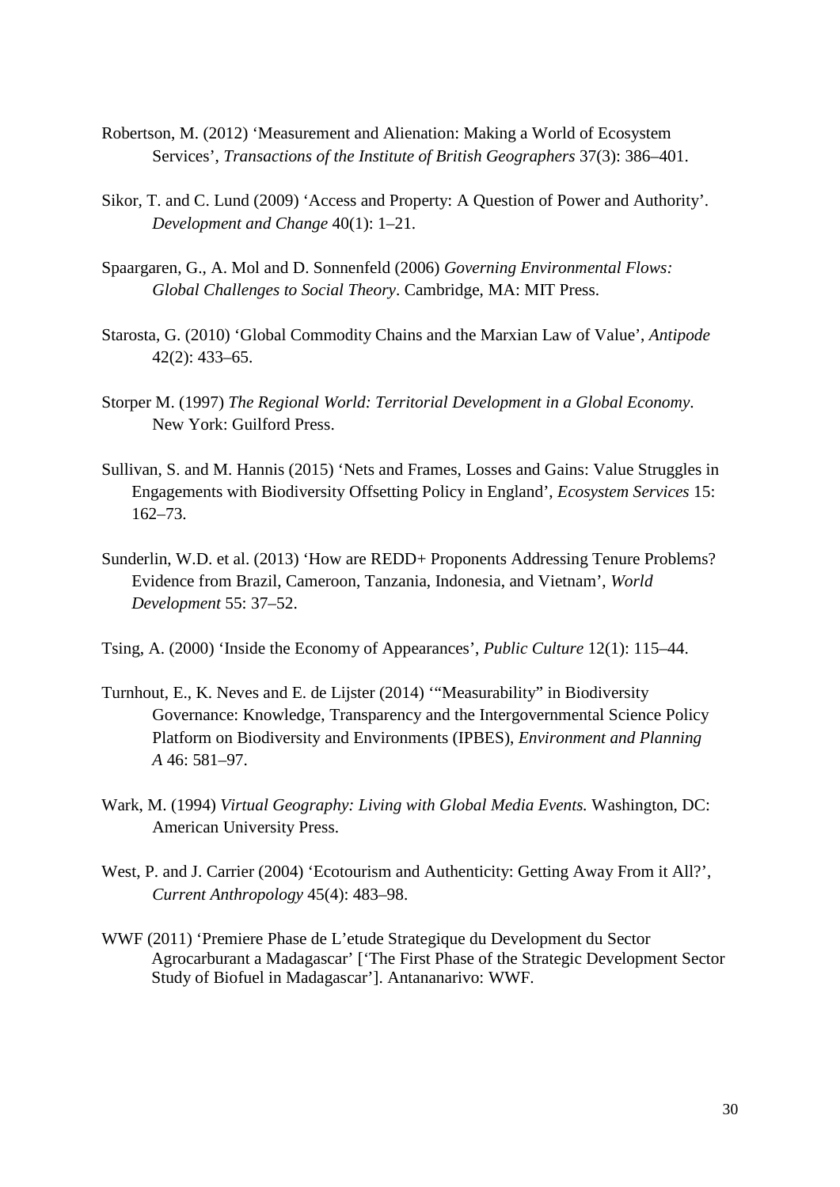Robertson, M. (2012) 'Measurement and Alienation: Making a World of Ecosystem Services', *Transactions of the Institute of British Geographers* 37(3): 386–401.

Sikor, T. and C. Lund (2009) 'Access and Property: A Question of Power and Authority'. *Development and Change* 40(1): 1–21.

Spaargaren, G., A. Mol and D. Sonnenfeld (2006) *Governing Environmental Flows: Global Challenges to Social Theory*. Cambridge, MA: MIT Press.

Starosta, G. (2010) 'Global Commodity Chains and the Marxian Law of Value', *Antipode* 42(2): 433–65.

Storper M. (1997) *The Regional World: Territorial Development in a Global Economy*. New York: Guilford Press.

Sullivan, S. and M. Hannis (2015) 'Nets and Frames, Losses and Gains: Value Struggles in Engagements with Biodiversity Offsetting Policy in England', *Ecosystem Services* 15: 162–73.

Sunderlin, W.D. et al. (2013) 'How are REDD+ Proponents Addressing Tenure Problems? Evidence from Brazil, Cameroon, Tanzania, Indonesia, and Vietnam', *World Development* 55: 37–52.

Tsing, A. (2000) 'Inside the Economy of Appearances', *Public Culture* 12(1): 115–44.

Turnhout, E., K. Neves and E. de Lijster (2014) '"Measurability" in Biodiversity Governance: Knowledge, Transparency and the Intergovernmental Science Policy Platform on Biodiversity and Environments (IPBES), *Environment and Planning A* 46: 581–97.

Wark, M. (1994) *Virtual Geography: Living with Global Media Events.* Washington, DC: American University Press.

West, P. and J. Carrier (2004) 'Ecotourism and Authenticity: Getting Away From it All?', *Current Anthropology* 45(4): 483–98.

WWF (2011) 'Premiere Phase de L'etude Strategique du Development du Sector Agrocarburant a Madagascar' ['The First Phase of the Strategic Development Sector Study of Biofuel in Madagascar']. Antananarivo: WWF.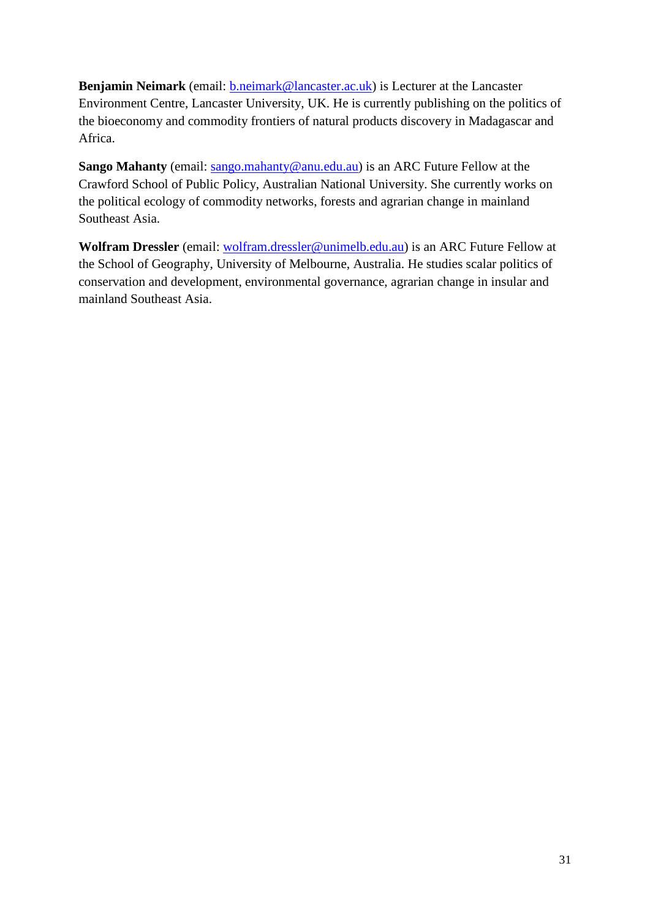**Benjamin Neimark** (email: b.neimark@lancaster.ac.uk) is Lecturer at the Lancaster Environment Centre, Lancaster University, UK. He is currently publishing on the politics of the bioeconomy and commodity frontiers of natural products discovery in Madagascar and Africa.

**Sango Mahanty** (email: sango.mahanty@anu.edu.au) is an ARC Future Fellow at the Crawford School of Public Policy, Australian National University. She currently works on the political ecology of commodity networks, forests and agrarian change in mainland Southeast Asia.

**Wolfram Dressler** (email: wolfram.dressler@unimelb.edu.au) is an ARC Future Fellow at the School of Geography, University of Melbourne, Australia. He studies scalar politics of conservation and development, environmental governance, agrarian change in insular and mainland Southeast Asia.